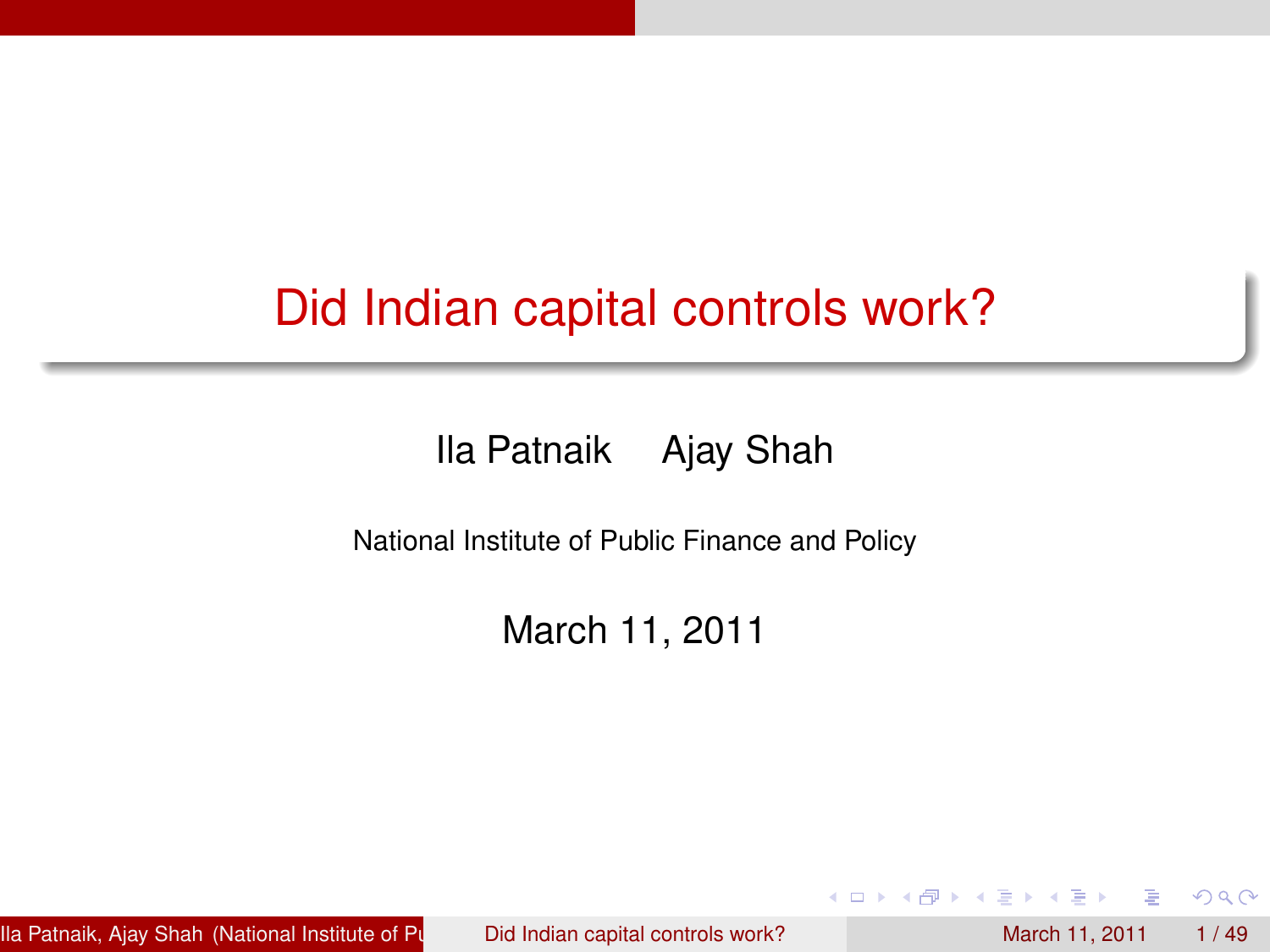# Did Indian capital controls work?

Ila Patnaik Ajay Shah

National Institute of Public Finance and Policy

March 11, 2011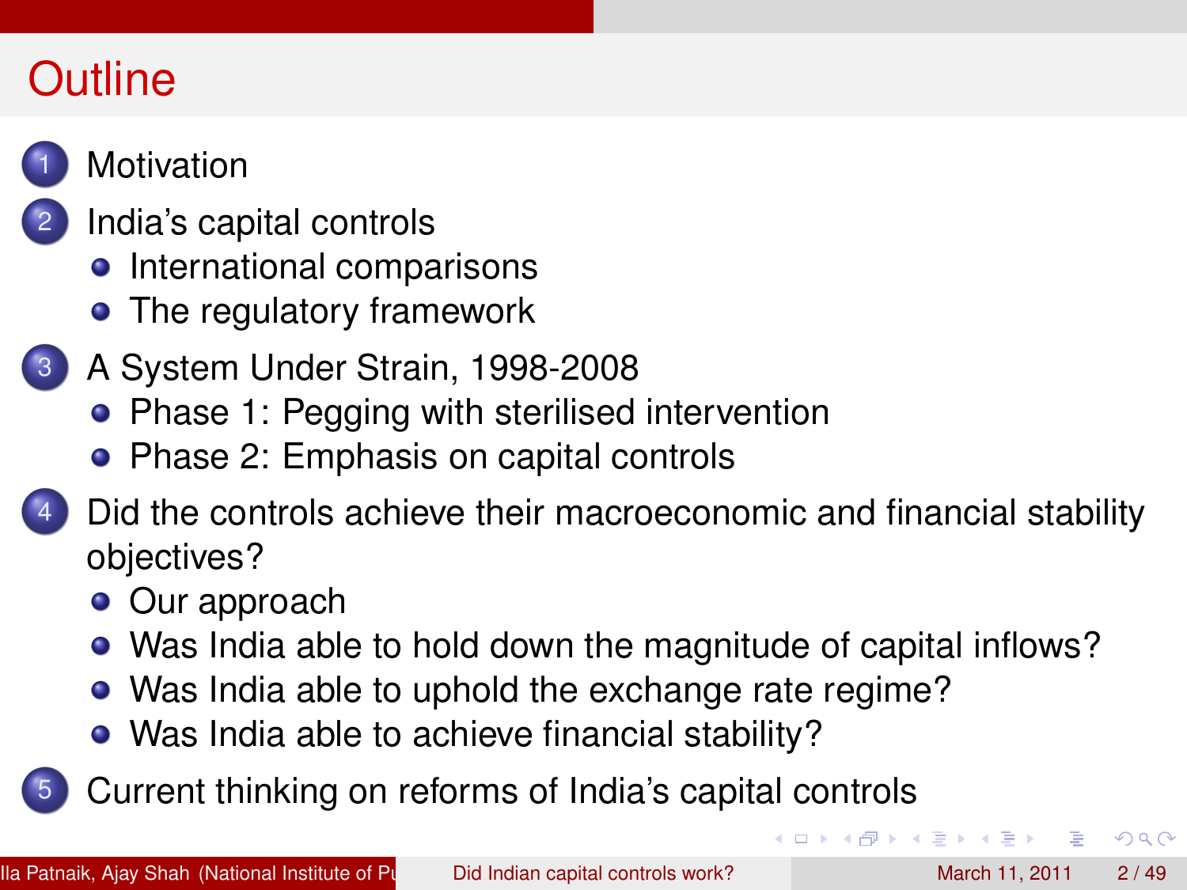# Outline

1. Motivation
2. India's capital controls
   - International comparisons
   - The regulatory framework
3. A System Under Strain, 1998-2008
   - Phase 1: Pegging with sterilised intervention
   - Phase 2: Emphasis on capital controls
4. Did the controls achieve their macroeconomic and financial stability objectives?
   - Our approach
   - Was India able to hold down the magnitude of capital inflows?
   - Was India able to uphold the exchange rate regime?
   - Was India able to achieve financial stability?
5. Current thinking on reforms of India's capital controls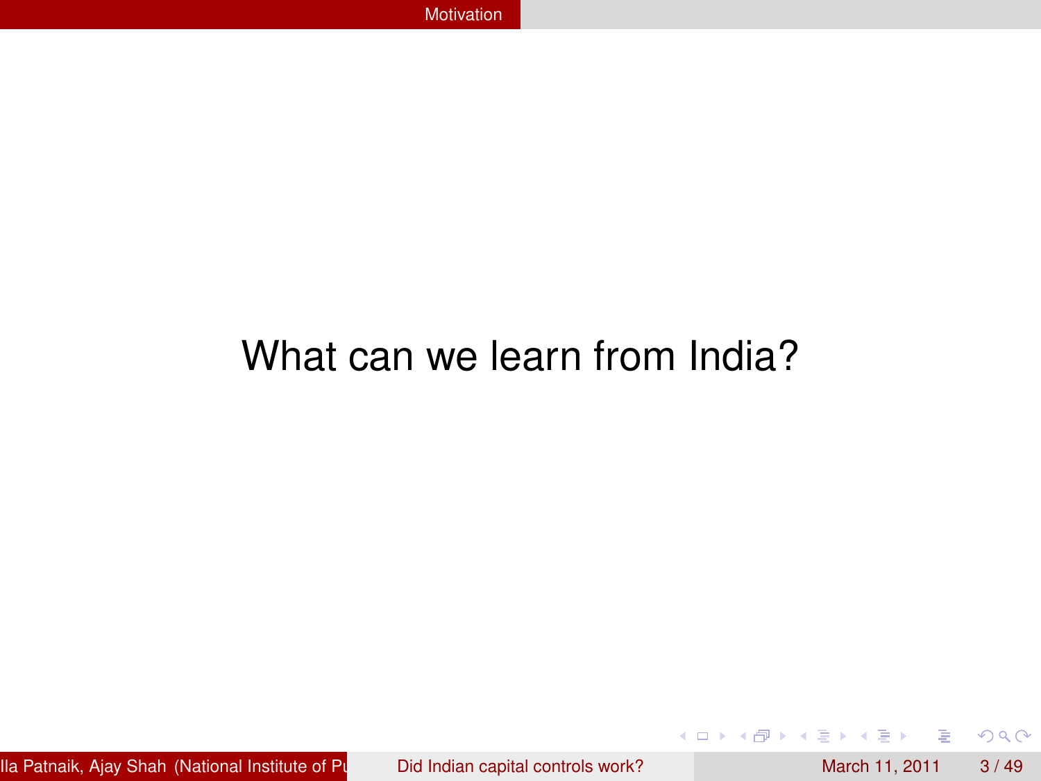What can we learn from India?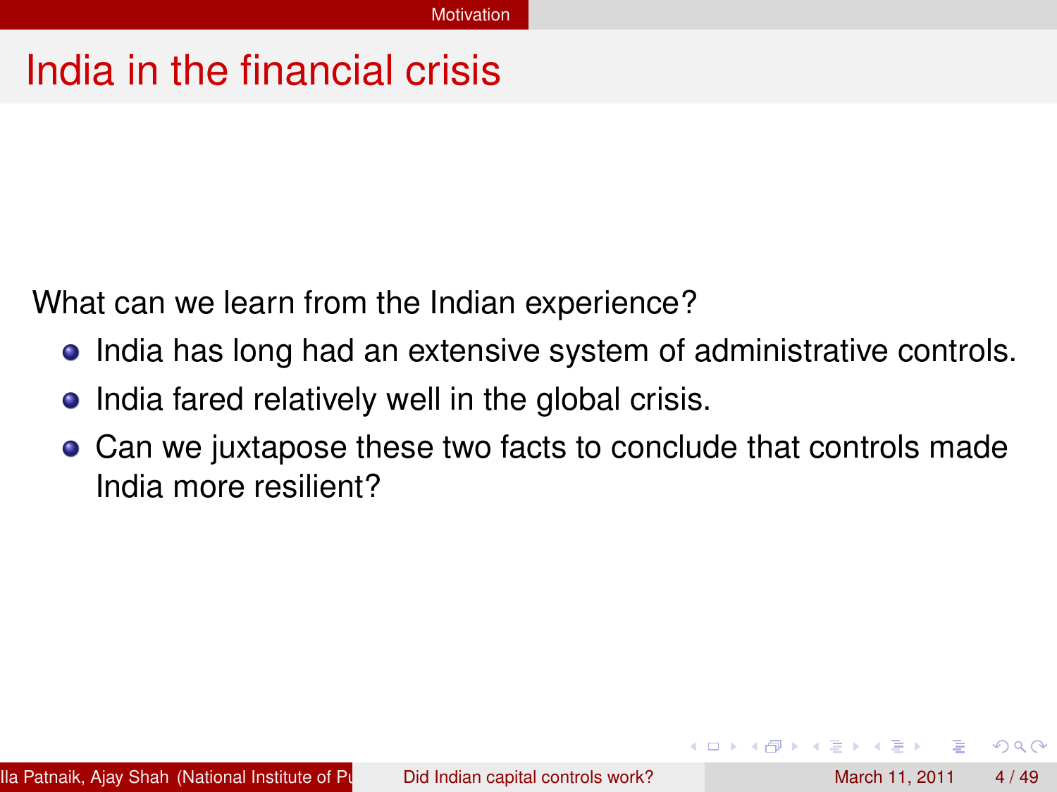# India in the financial crisis

What can we learn from the Indian experience?

- India has long had an extensive system of administrative controls.
- India fared relatively well in the global crisis.
- Can we juxtapose these two facts to conclude that controls made India more resilient?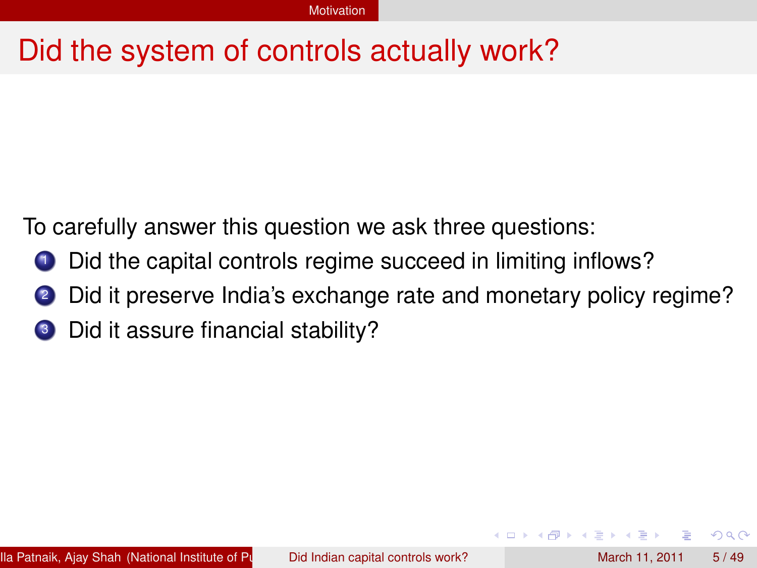# Did the system of controls actually work?

To carefully answer this question we ask three questions:

1. Did the capital controls regime succeed in limiting inflows?
2. Did it preserve India's exchange rate and monetary policy regime?
3. Did it assure financial stability?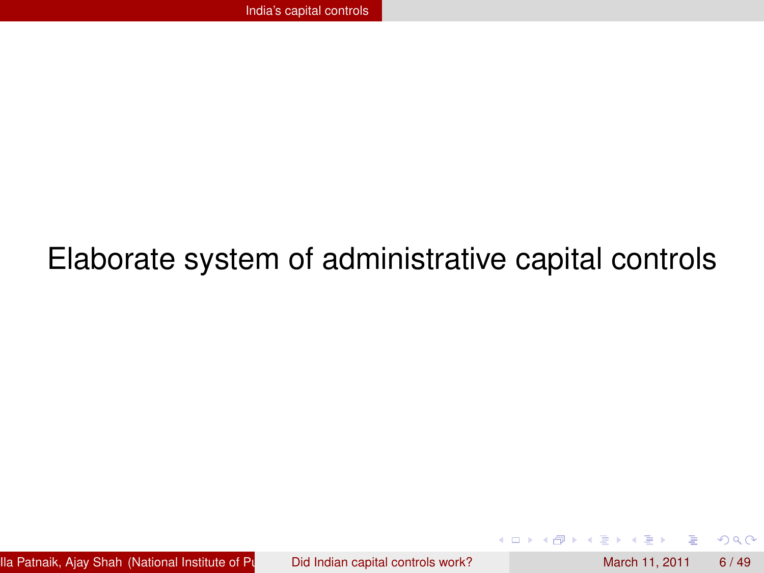Elaborate system of administrative capital controls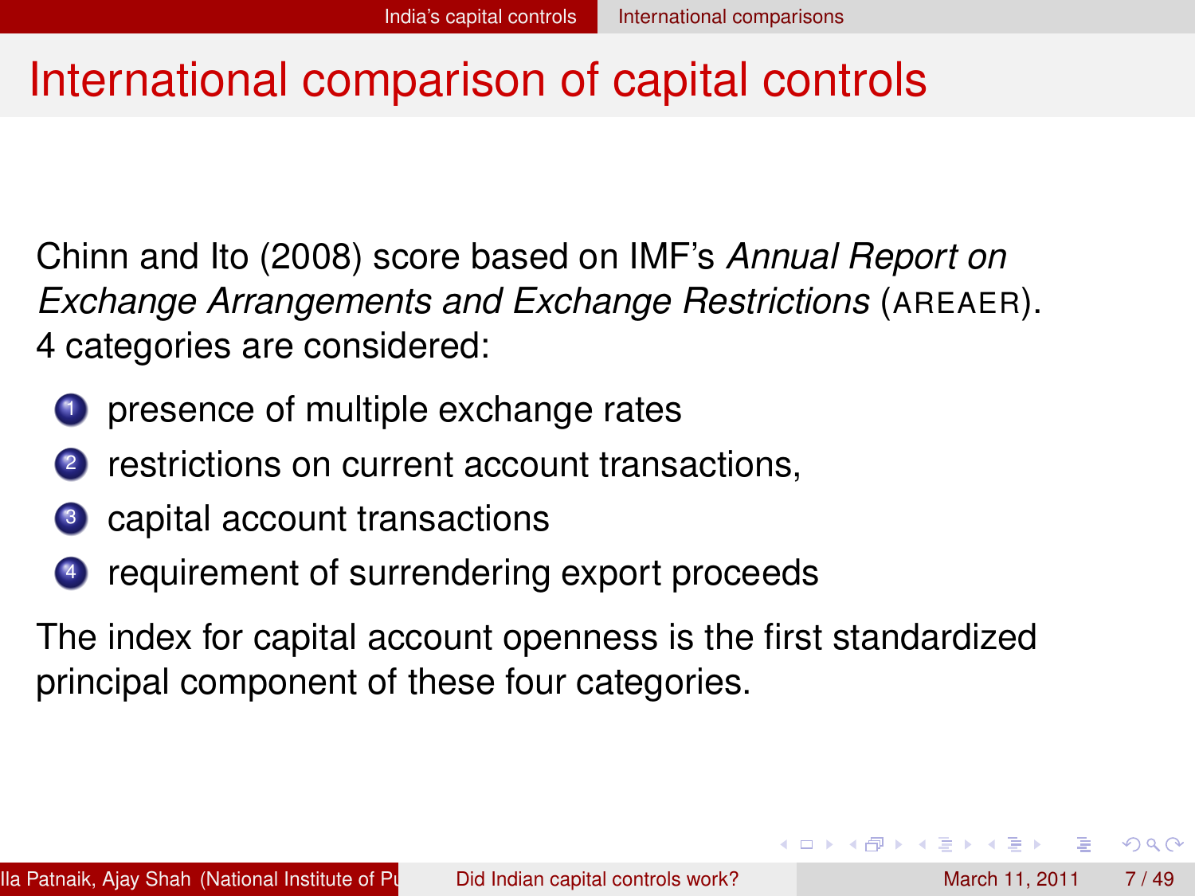# International comparison of capital controls

Chinn and Ito (2008) score based on IMF's *Annual Report on Exchange Arrangements and Exchange Restrictions* (AREAER). 4 categories are considered:

1. presence of multiple exchange rates
2. restrictions on current account transactions,
3. capital account transactions
4. requirement of surrendering export proceeds

The index for capital account openness is the first standardized principal component of these four categories.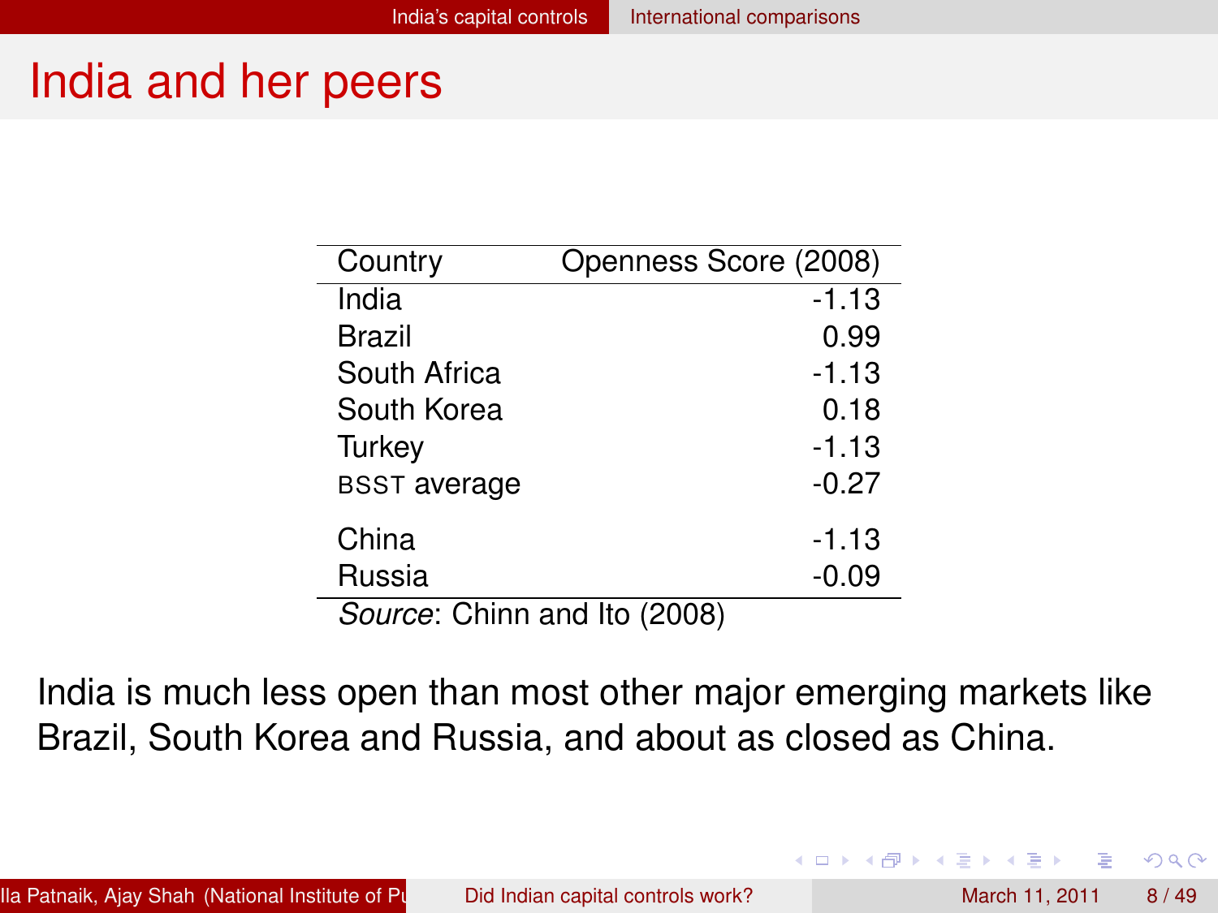# India and her peers

| Country | Openness Score (2008) |
|---|---|
| India | -1.13 |
| Brazil | 0.99 |
| South Africa | -1.13 |
| South Korea | 0.18 |
| Turkey | -1.13 |
| BSST average | -0.27 |
| China | -1.13 |
| Russia | -0.09 |

*Source*: Chinn and Ito (2008)

India is much less open than most other major emerging markets like Brazil, South Korea and Russia, and about as closed as China.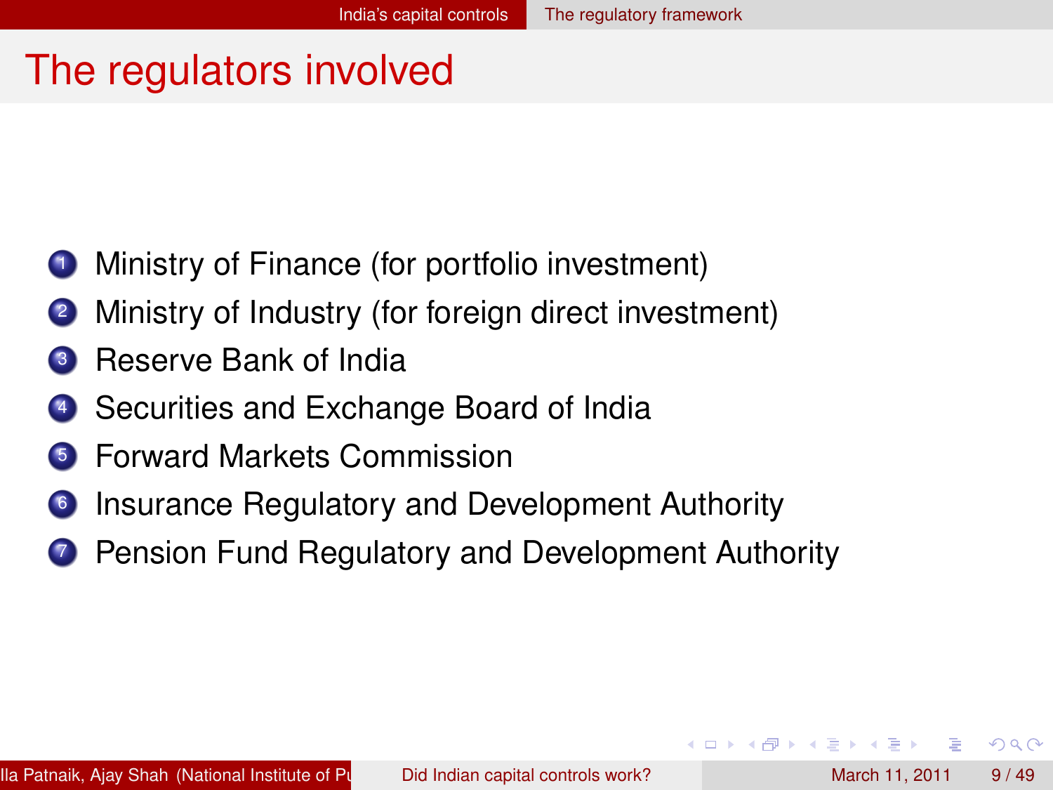# The regulators involved

1. Ministry of Finance (for portfolio investment)
2. Ministry of Industry (for foreign direct investment)
3. Reserve Bank of India
4. Securities and Exchange Board of India
5. Forward Markets Commission
6. Insurance Regulatory and Development Authority
7. Pension Fund Regulatory and Development Authority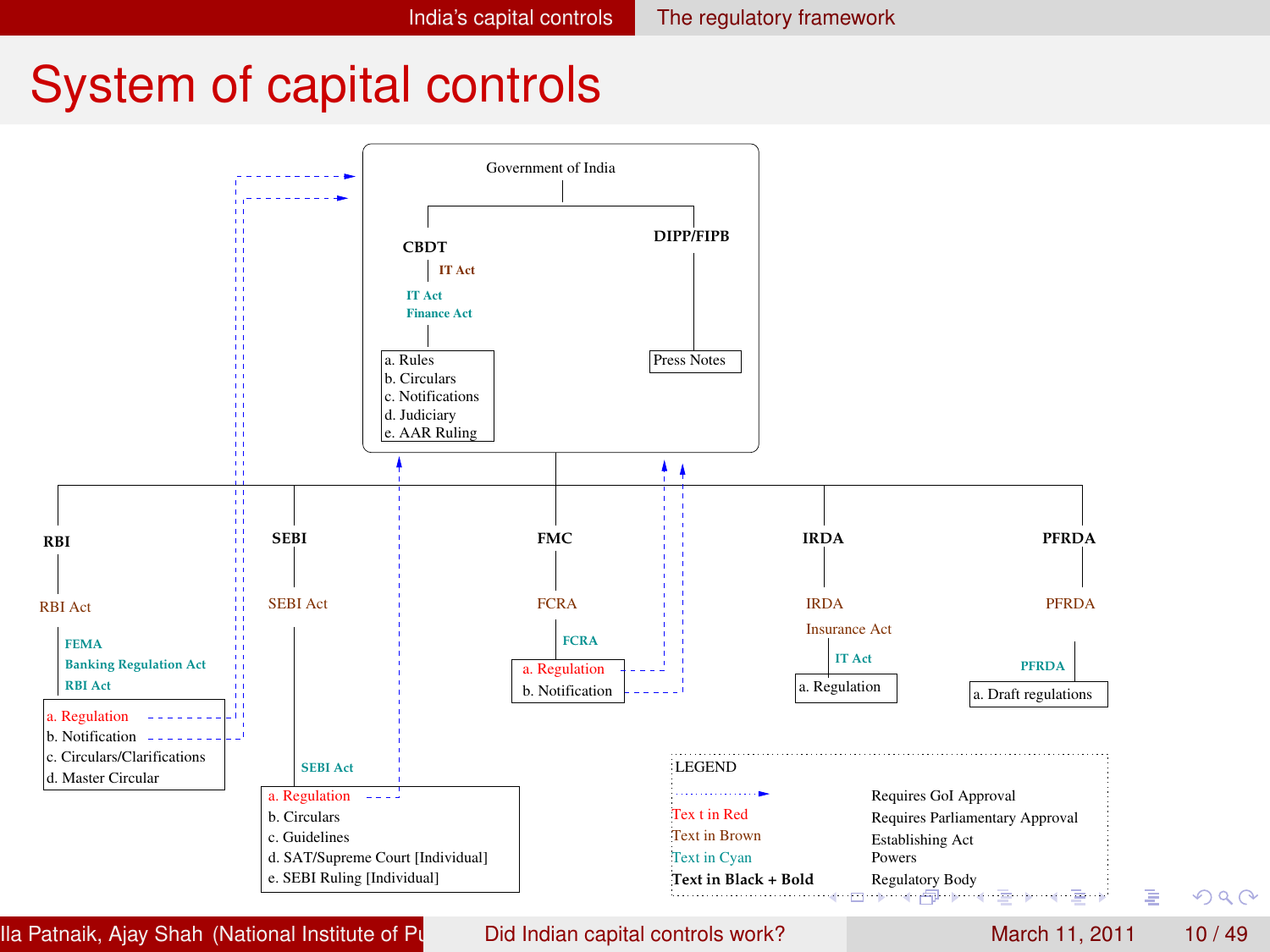# System of capital controls

**Government of India**

- **CBDT**
  - IT Act
  - IT Act, Finance Act
  - a. Rules
  - b. Circulars
  - c. Notifications
  - d. Judiciary
  - e. AAR Ruling
- **DIPP/FIPB**
  - Press Notes

**RBI**
- RBI Act
- FEMA, Banking Regulation Act, RBI Act
- a. Regulation
- b. Notification
- c. Circulars/Clarifications
- d. Master Circular

**SEBI**
- SEBI Act
- SEBI Act
- a. Regulation
- b. Circulars
- c. Guidelines
- d. SAT/Supreme Court [Individual]
- e. SEBI Ruling [Individual]

**FMC**
- FCRA
- FCRA
- a. Regulation
- b. Notification

**IRDA**
- IRDA, Insurance Act
- IT Act
- a. Regulation

**PFRDA**
- PFRDA
- PFRDA
- a. Draft regulations

LEGEND

| | |
|---|---|
| Dotted arrow | Requires GoI Approval |
| Text in Red | Requires Parliamentary Approval |
| Text in Brown | Establishing Act |
| Text in Cyan | Powers |
| **Text in Black + Bold** | Regulatory Body |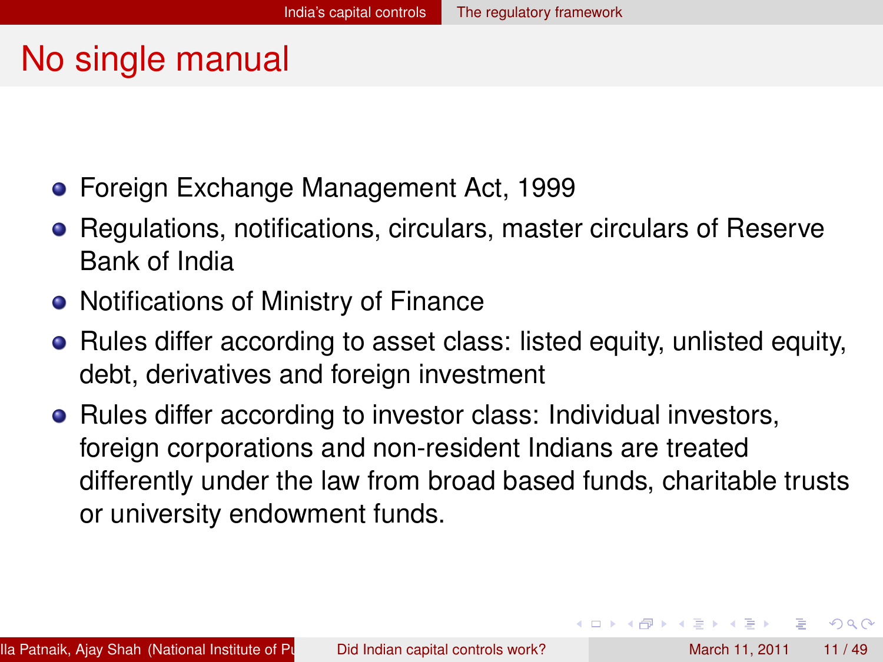# No single manual

- Foreign Exchange Management Act, 1999
- Regulations, notifications, circulars, master circulars of Reserve Bank of India
- Notifications of Ministry of Finance
- Rules differ according to asset class: listed equity, unlisted equity, debt, derivatives and foreign investment
- Rules differ according to investor class: Individual investors, foreign corporations and non-resident Indians are treated differently under the law from broad based funds, charitable trusts or university endowment funds.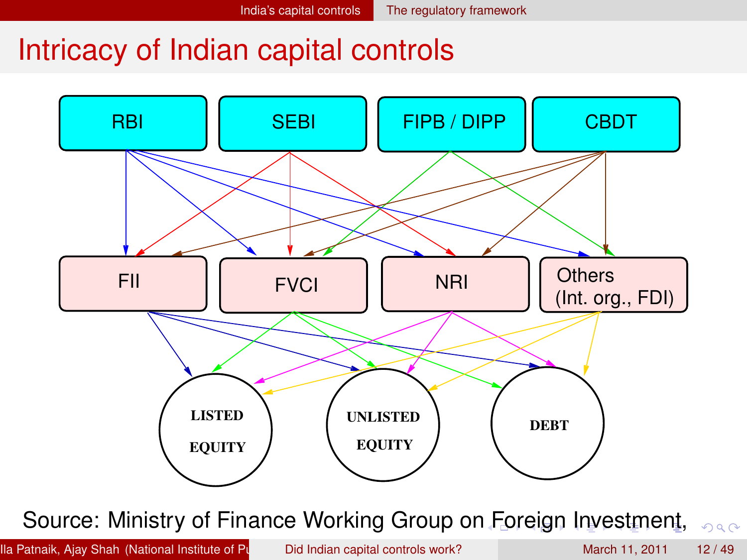# Intricacy of Indian capital controls

RBI, SEBI, FIPB / DIPP, CBDT

FII, FVCI, NRI, Others (Int. org., FDI)

LISTED EQUITY, UNLISTED EQUITY, DEBT

Source: Ministry of Finance Working Group on Foreign Investment,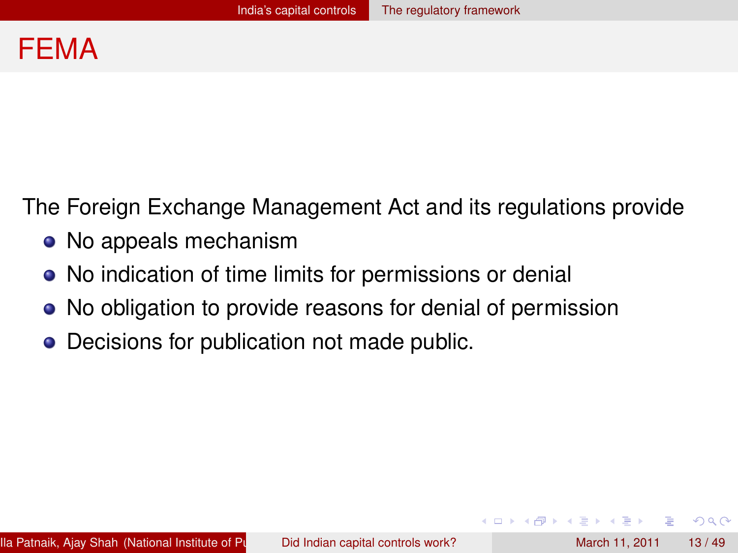# FEMA

The Foreign Exchange Management Act and its regulations provide

- No appeals mechanism
- No indication of time limits for permissions or denial
- No obligation to provide reasons for denial of permission
- Decisions for publication not made public.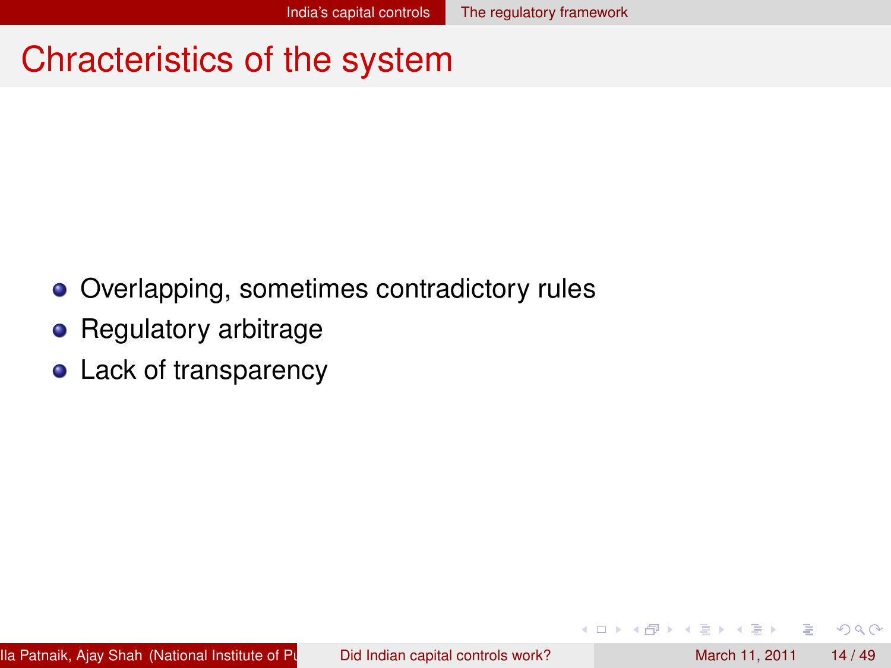# Chracteristics of the system

- Overlapping, sometimes contradictory rules
- Regulatory arbitrage
- Lack of transparency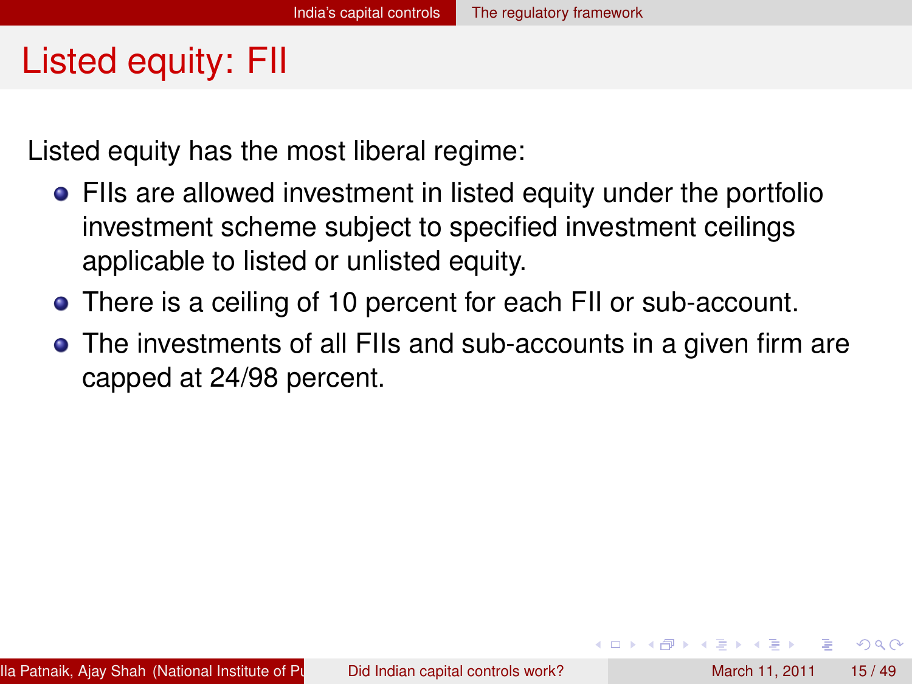# Listed equity: FII

Listed equity has the most liberal regime:

- FIIs are allowed investment in listed equity under the portfolio investment scheme subject to specified investment ceilings applicable to listed or unlisted equity.
- There is a ceiling of 10 percent for each FII or sub-account.
- The investments of all FIIs and sub-accounts in a given firm are capped at 24/98 percent.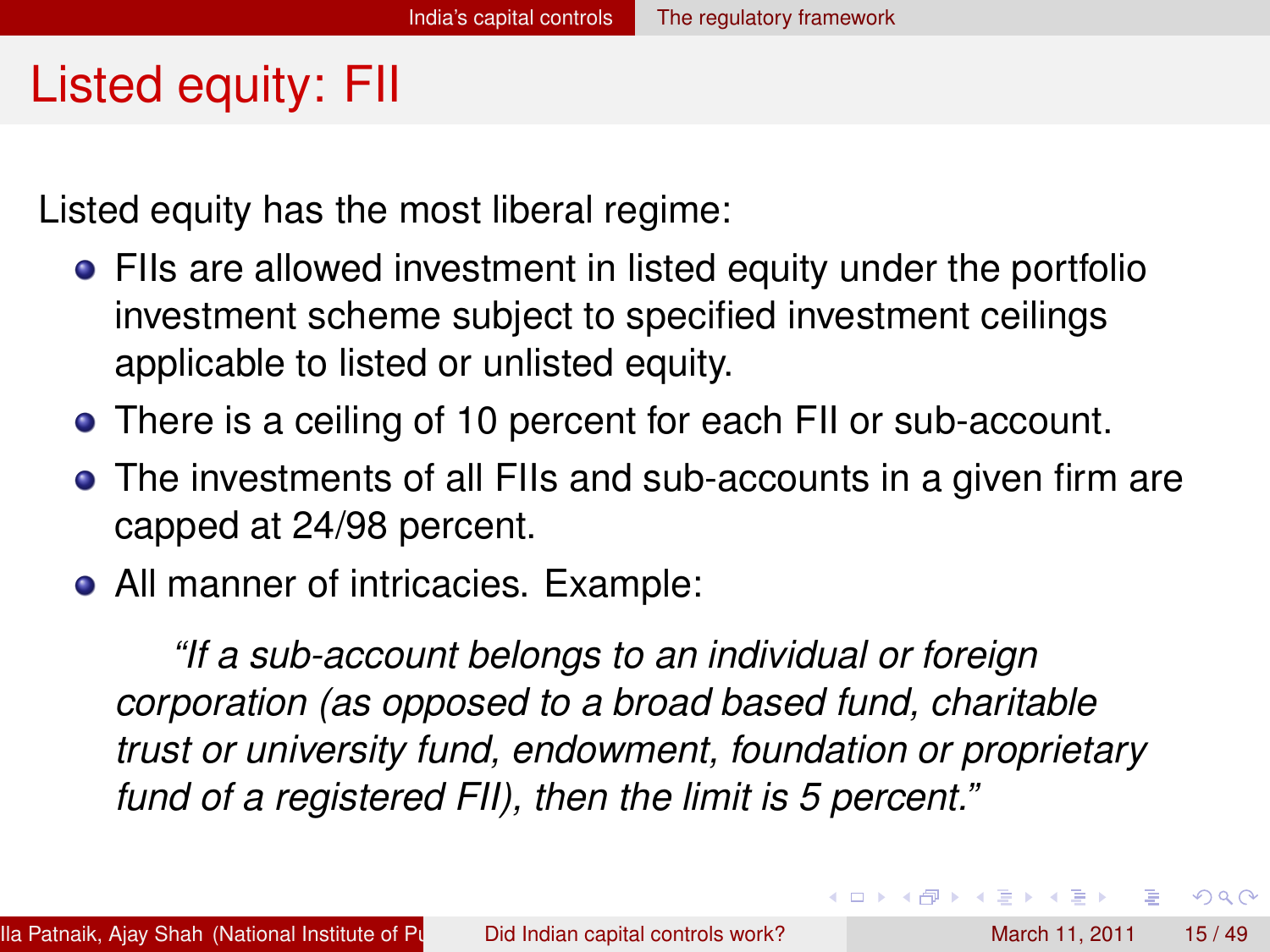# Listed equity: FII

Listed equity has the most liberal regime:

- FIIs are allowed investment in listed equity under the portfolio investment scheme subject to specified investment ceilings applicable to listed or unlisted equity.
- There is a ceiling of 10 percent for each FII or sub-account.
- The investments of all FIIs and sub-accounts in a given firm are capped at 24/98 percent.
- All manner of intricacies. Example:

  *"If a sub-account belongs to an individual or foreign corporation (as opposed to a broad based fund, charitable trust or university fund, endowment, foundation or proprietary fund of a registered FII), then the limit is 5 percent."*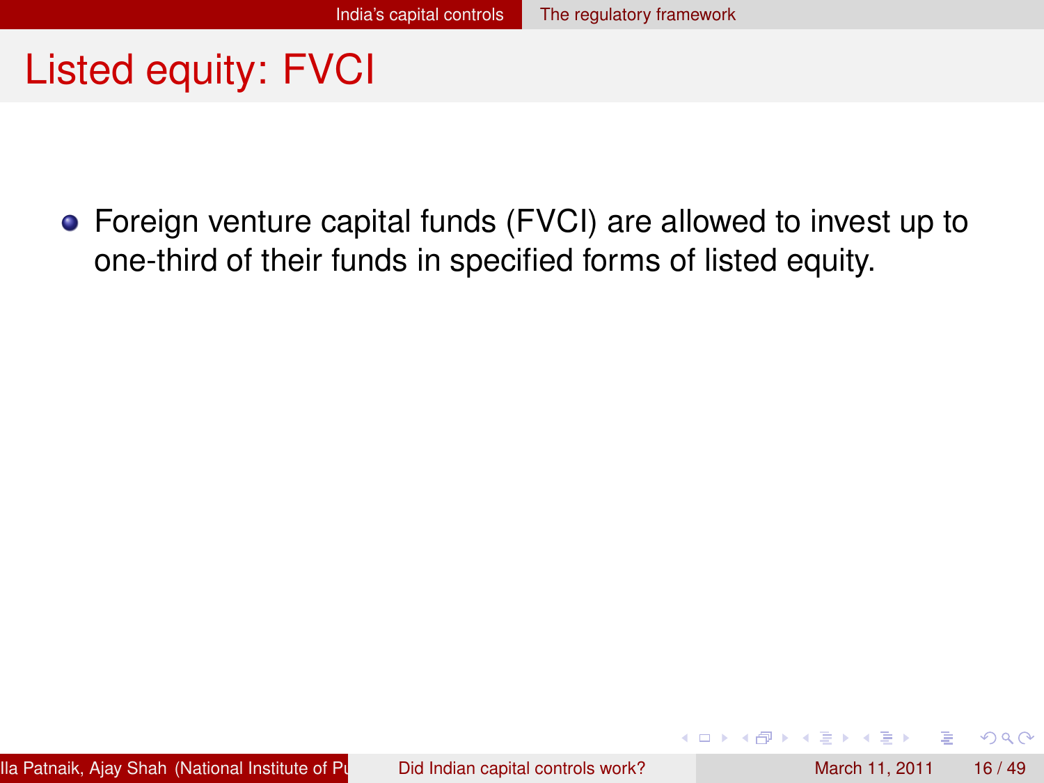# Listed equity: FVCI

- Foreign venture capital funds (FVCI) are allowed to invest up to one-third of their funds in specified forms of listed equity.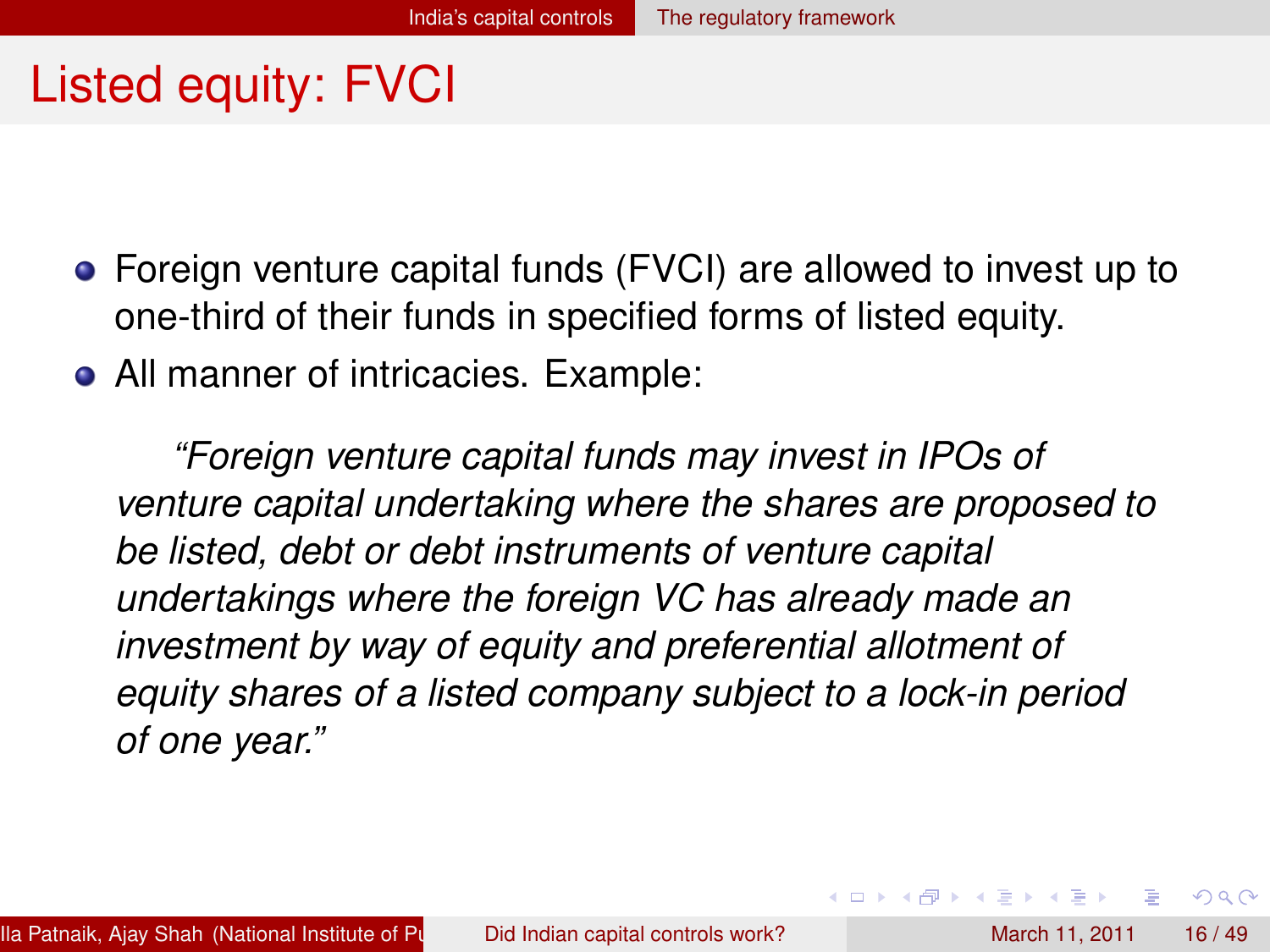# Listed equity: FVCI

- Foreign venture capital funds (FVCI) are allowed to invest up to one-third of their funds in specified forms of listed equity.
- All manner of intricacies. Example:

> *"Foreign venture capital funds may invest in IPOs of venture capital undertaking where the shares are proposed to be listed, debt or debt instruments of venture capital undertakings where the foreign VC has already made an investment by way of equity and preferential allotment of equity shares of a listed company subject to a lock-in period of one year."*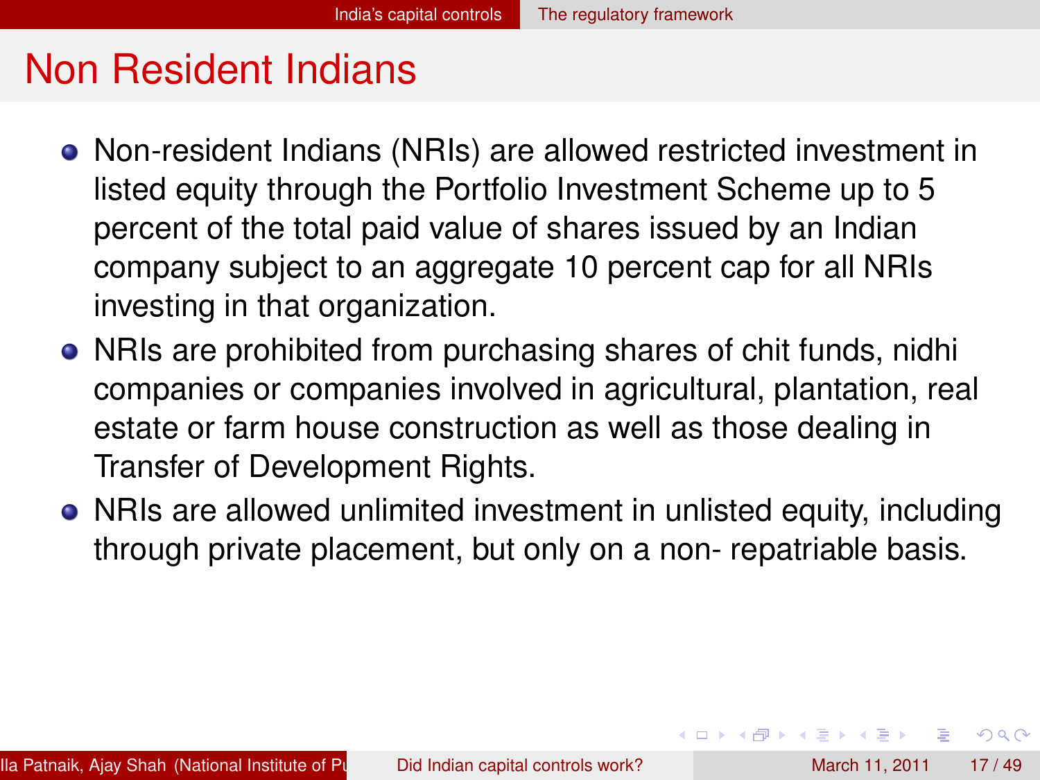# Non Resident Indians

- Non-resident Indians (NRIs) are allowed restricted investment in listed equity through the Portfolio Investment Scheme up to 5 percent of the total paid value of shares issued by an Indian company subject to an aggregate 10 percent cap for all NRIs investing in that organization.
- NRIs are prohibited from purchasing shares of chit funds, nidhi companies or companies involved in agricultural, plantation, real estate or farm house construction as well as those dealing in Transfer of Development Rights.
- NRIs are allowed unlimited investment in unlisted equity, including through private placement, but only on a non- repatriable basis.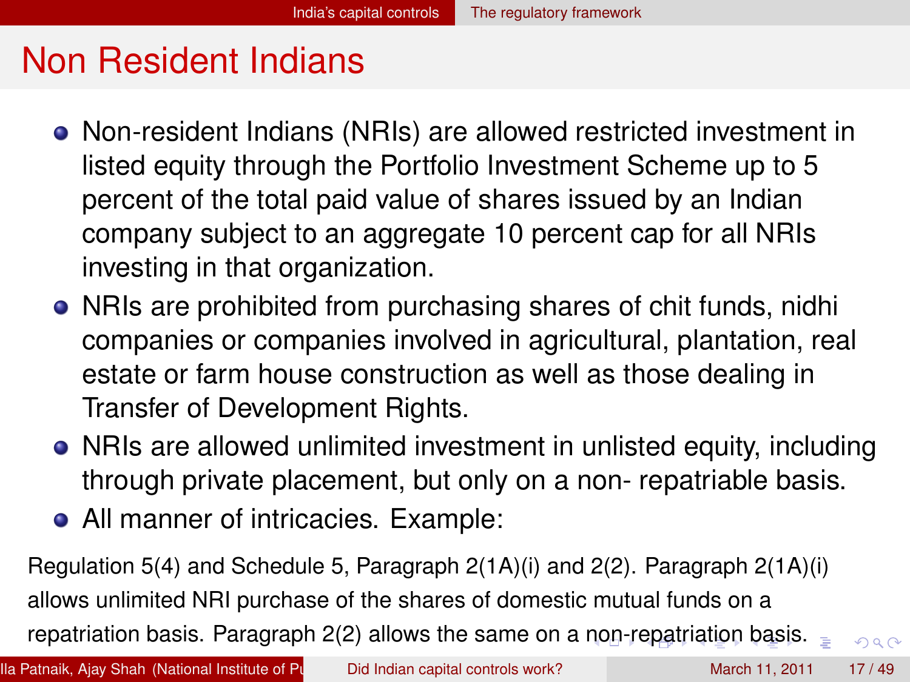# Non Resident Indians

- Non-resident Indians (NRIs) are allowed restricted investment in listed equity through the Portfolio Investment Scheme up to 5 percent of the total paid value of shares issued by an Indian company subject to an aggregate 10 percent cap for all NRIs investing in that organization.
- NRIs are prohibited from purchasing shares of chit funds, nidhi companies or companies involved in agricultural, plantation, real estate or farm house construction as well as those dealing in Transfer of Development Rights.
- NRIs are allowed unlimited investment in unlisted equity, including through private placement, but only on a non- repatriable basis.
- All manner of intricacies. Example:

Regulation 5(4) and Schedule 5, Paragraph 2(1A)(i) and 2(2). Paragraph 2(1A)(i) allows unlimited NRI purchase of the shares of domestic mutual funds on a repatriation basis. Paragraph 2(2) allows the same on a non-repatriation basis.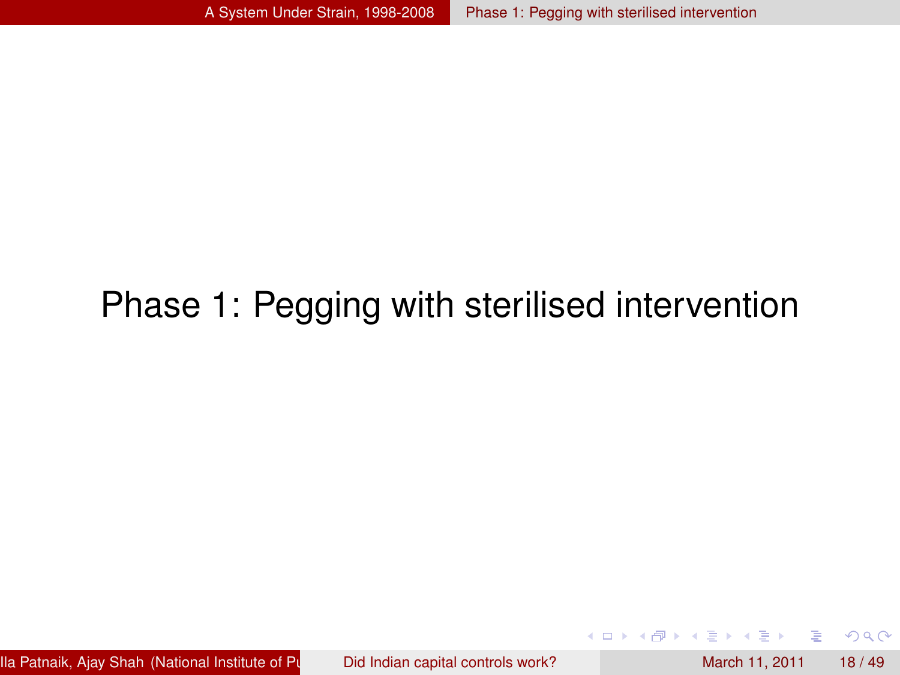# Phase 1: Pegging with sterilised intervention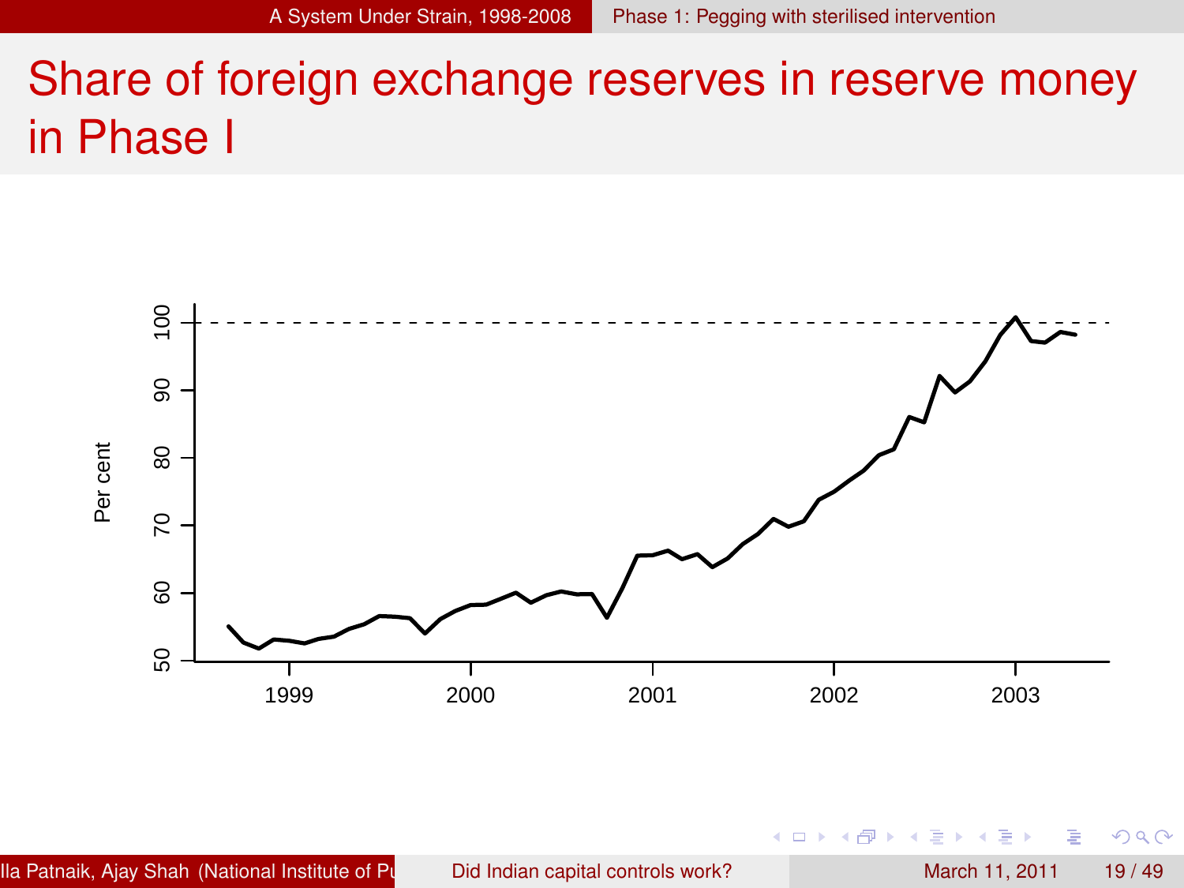# Share of foreign exchange reserves in reserve money in Phase I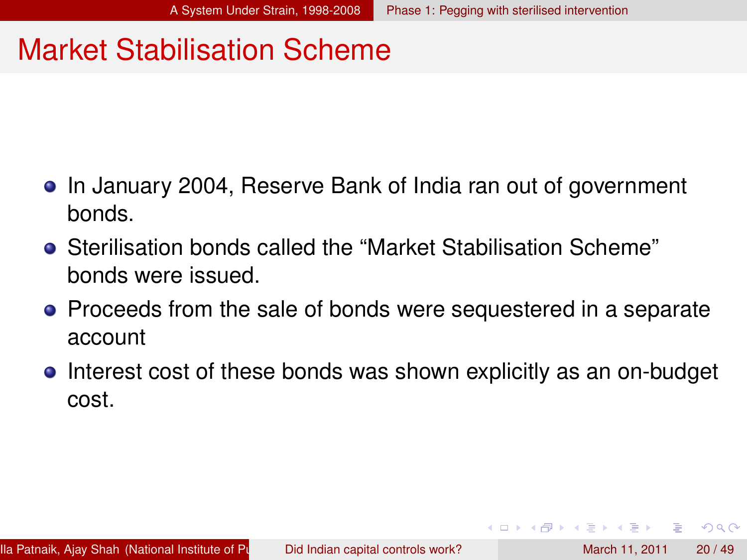# Market Stabilisation Scheme

- In January 2004, Reserve Bank of India ran out of government bonds.
- Sterilisation bonds called the "Market Stabilisation Scheme" bonds were issued.
- Proceeds from the sale of bonds were sequestered in a separate account
- Interest cost of these bonds was shown explicitly as an on-budget cost.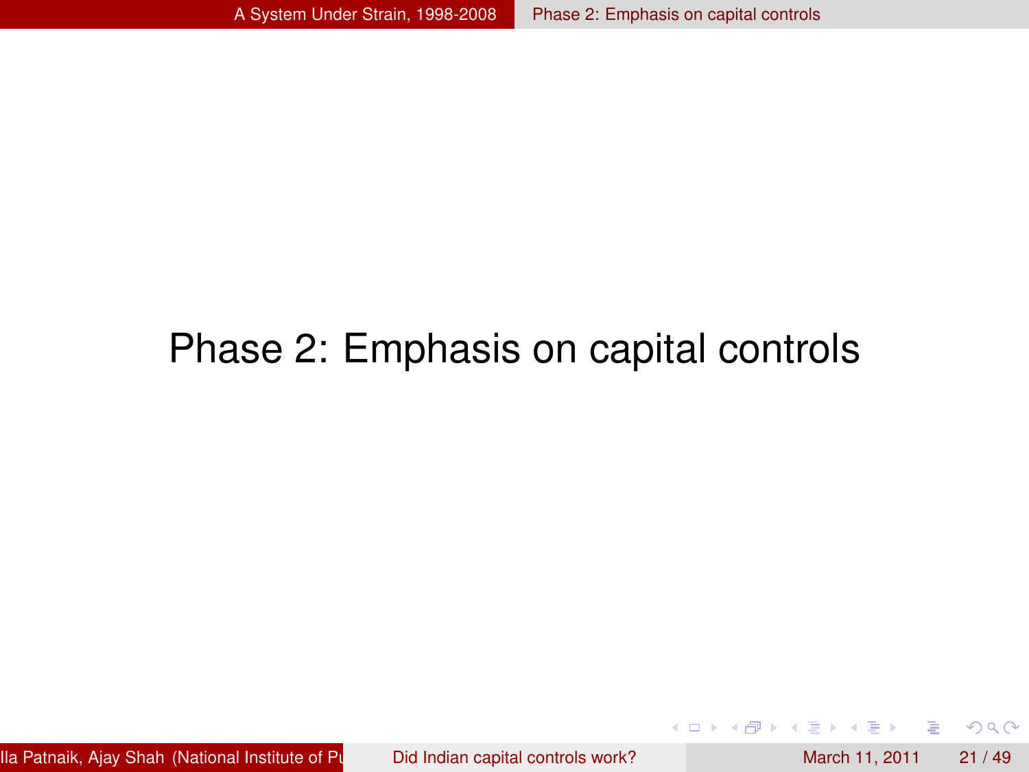# Phase 2: Emphasis on capital controls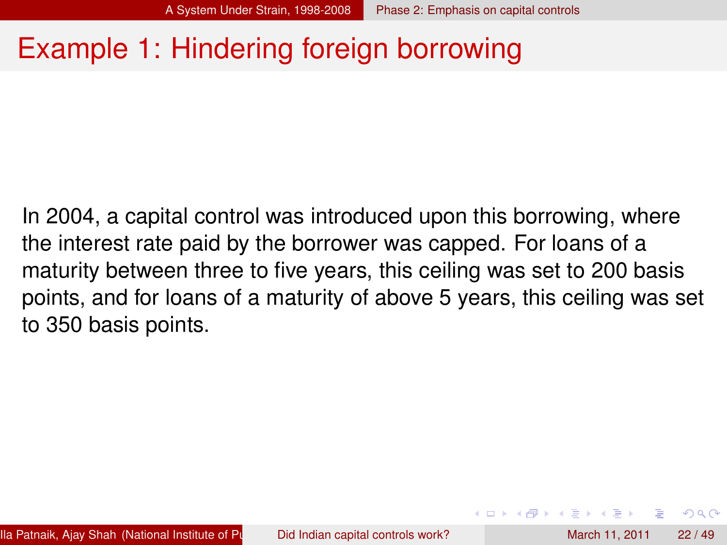# Example 1: Hindering foreign borrowing

In 2004, a capital control was introduced upon this borrowing, where the interest rate paid by the borrower was capped. For loans of a maturity between three to five years, this ceiling was set to 200 basis points, and for loans of a maturity of above 5 years, this ceiling was set to 350 basis points.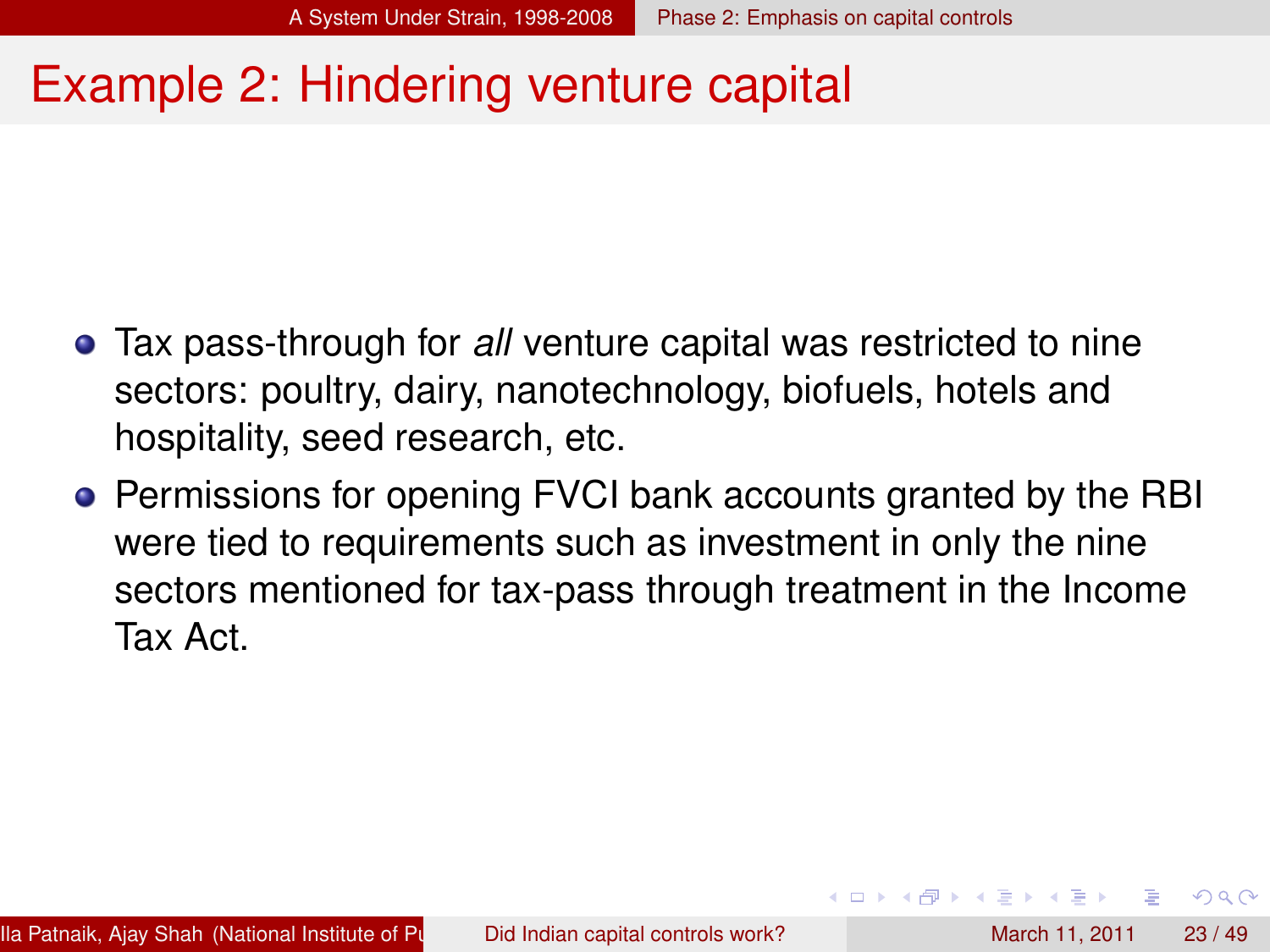# Example 2: Hindering venture capital

- Tax pass-through for *all* venture capital was restricted to nine sectors: poultry, dairy, nanotechnology, biofuels, hotels and hospitality, seed research, etc.
- Permissions for opening FVCI bank accounts granted by the RBI were tied to requirements such as investment in only the nine sectors mentioned for tax-pass through treatment in the Income Tax Act.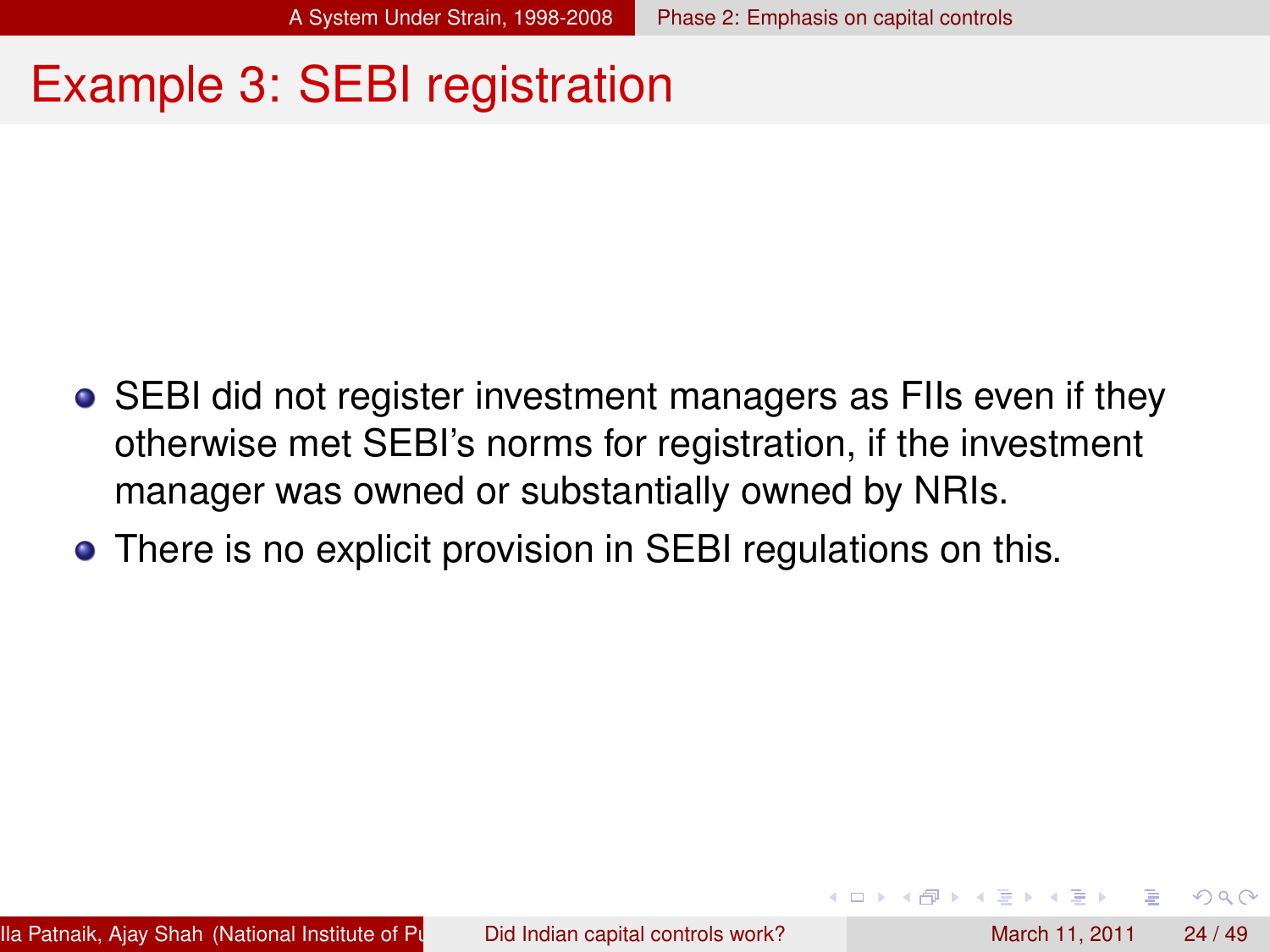# Example 3: SEBI registration

- SEBI did not register investment managers as FIIs even if they otherwise met SEBI's norms for registration, if the investment manager was owned or substantially owned by NRIs.
- There is no explicit provision in SEBI regulations on this.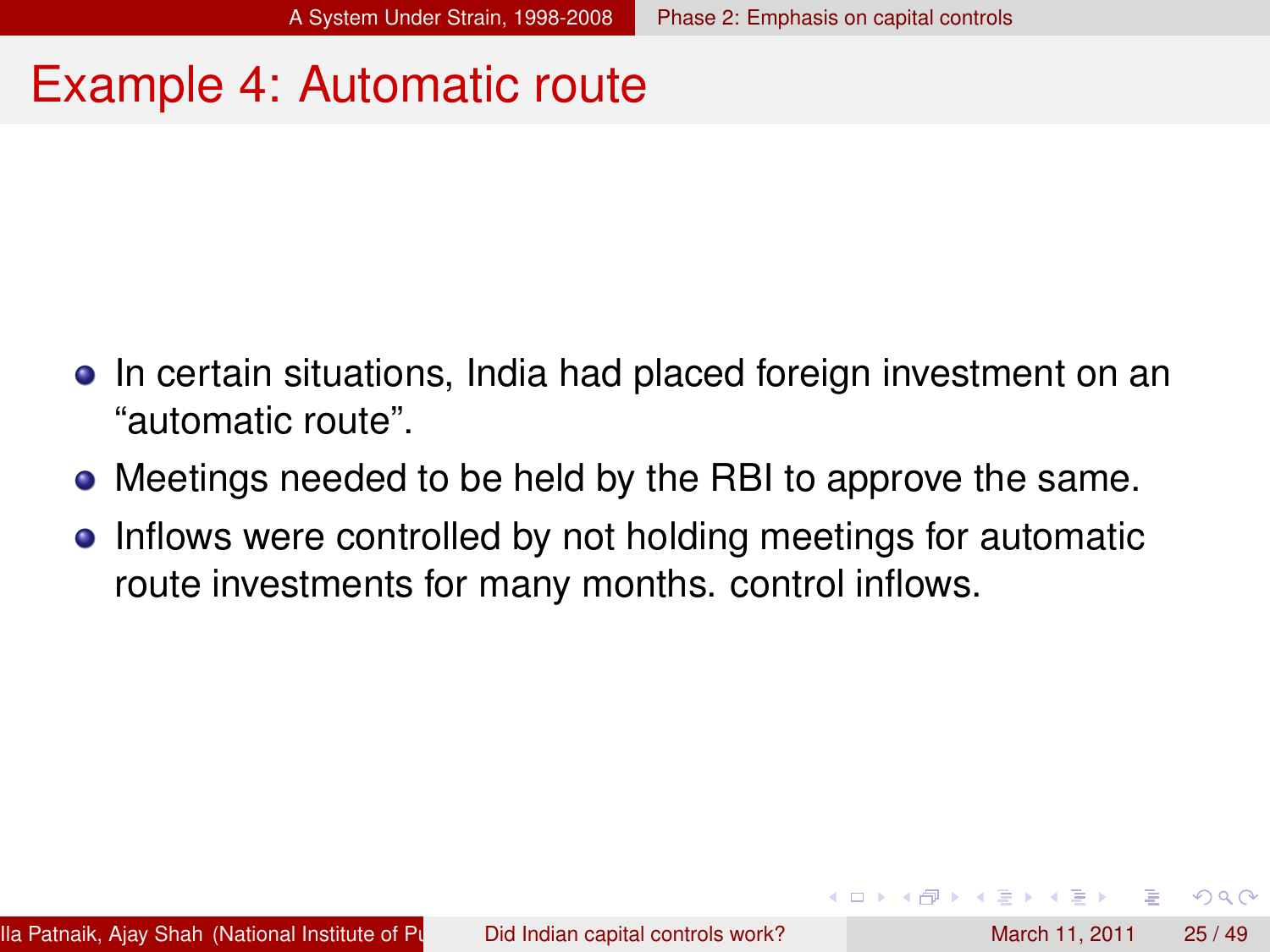# Example 4: Automatic route

- In certain situations, India had placed foreign investment on an "automatic route".
- Meetings needed to be held by the RBI to approve the same.
- Inflows were controlled by not holding meetings for automatic route investments for many months. control inflows.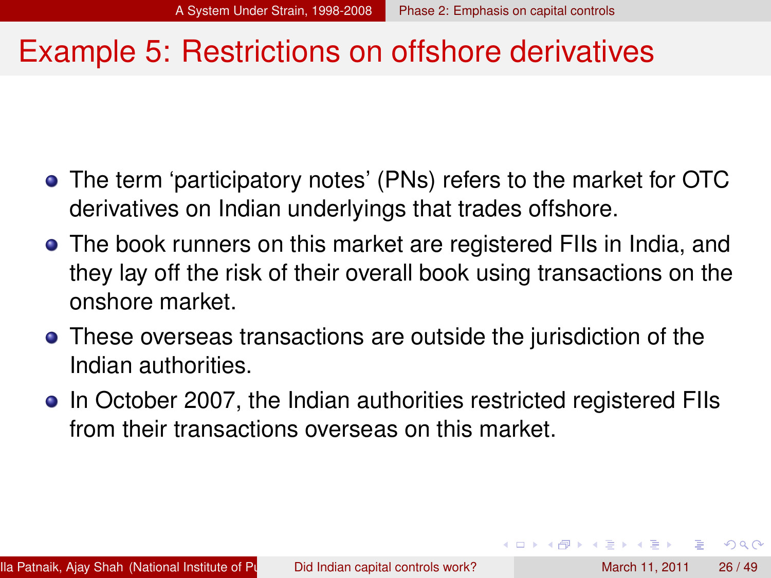# Example 5: Restrictions on offshore derivatives

- The term 'participatory notes' (PNs) refers to the market for OTC derivatives on Indian underlyings that trades offshore.
- The book runners on this market are registered FIIs in India, and they lay off the risk of their overall book using transactions on the onshore market.
- These overseas transactions are outside the jurisdiction of the Indian authorities.
- In October 2007, the Indian authorities restricted registered FIIs from their transactions overseas on this market.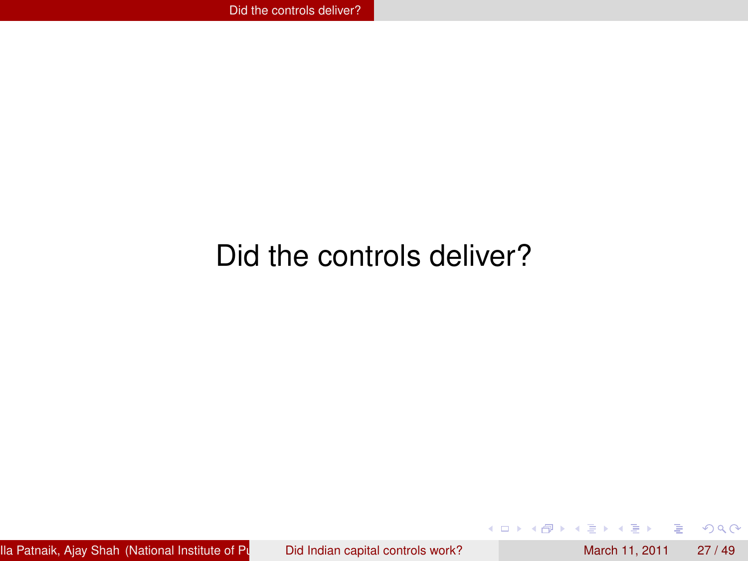# Did the controls deliver?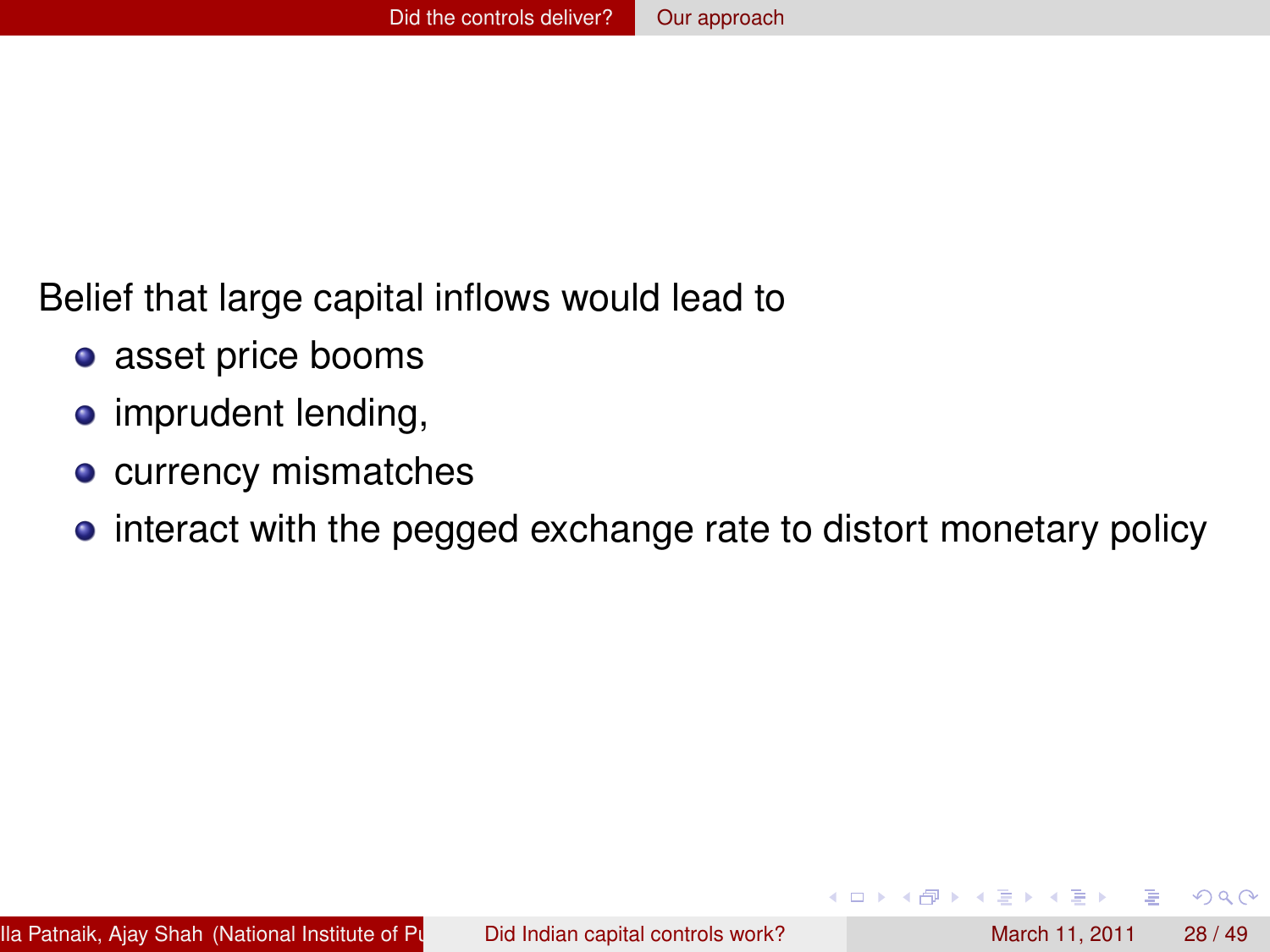Belief that large capital inflows would lead to

- asset price booms
- imprudent lending,
- currency mismatches
- interact with the pegged exchange rate to distort monetary policy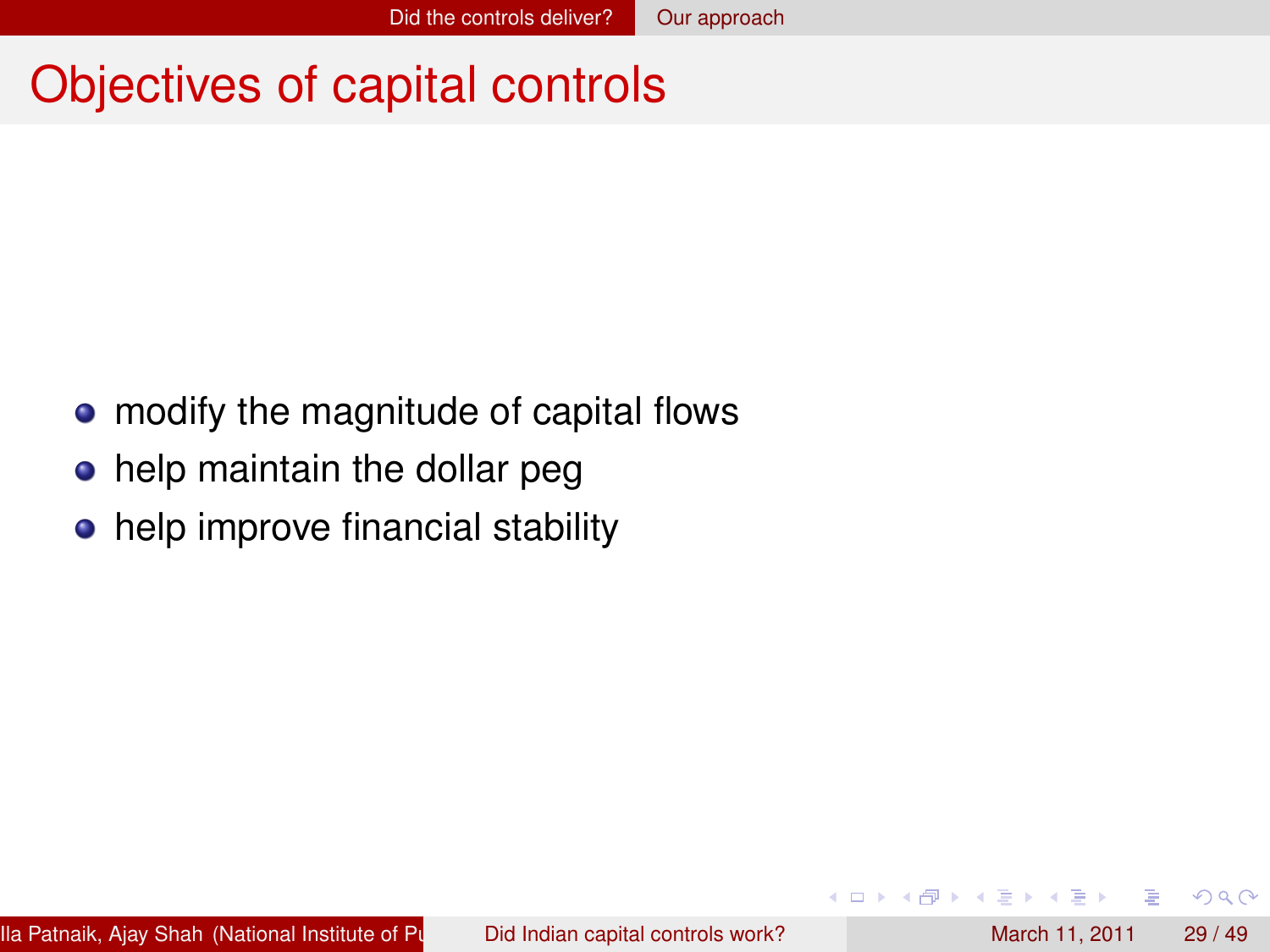# Objectives of capital controls

- modify the magnitude of capital flows
- help maintain the dollar peg
- help improve financial stability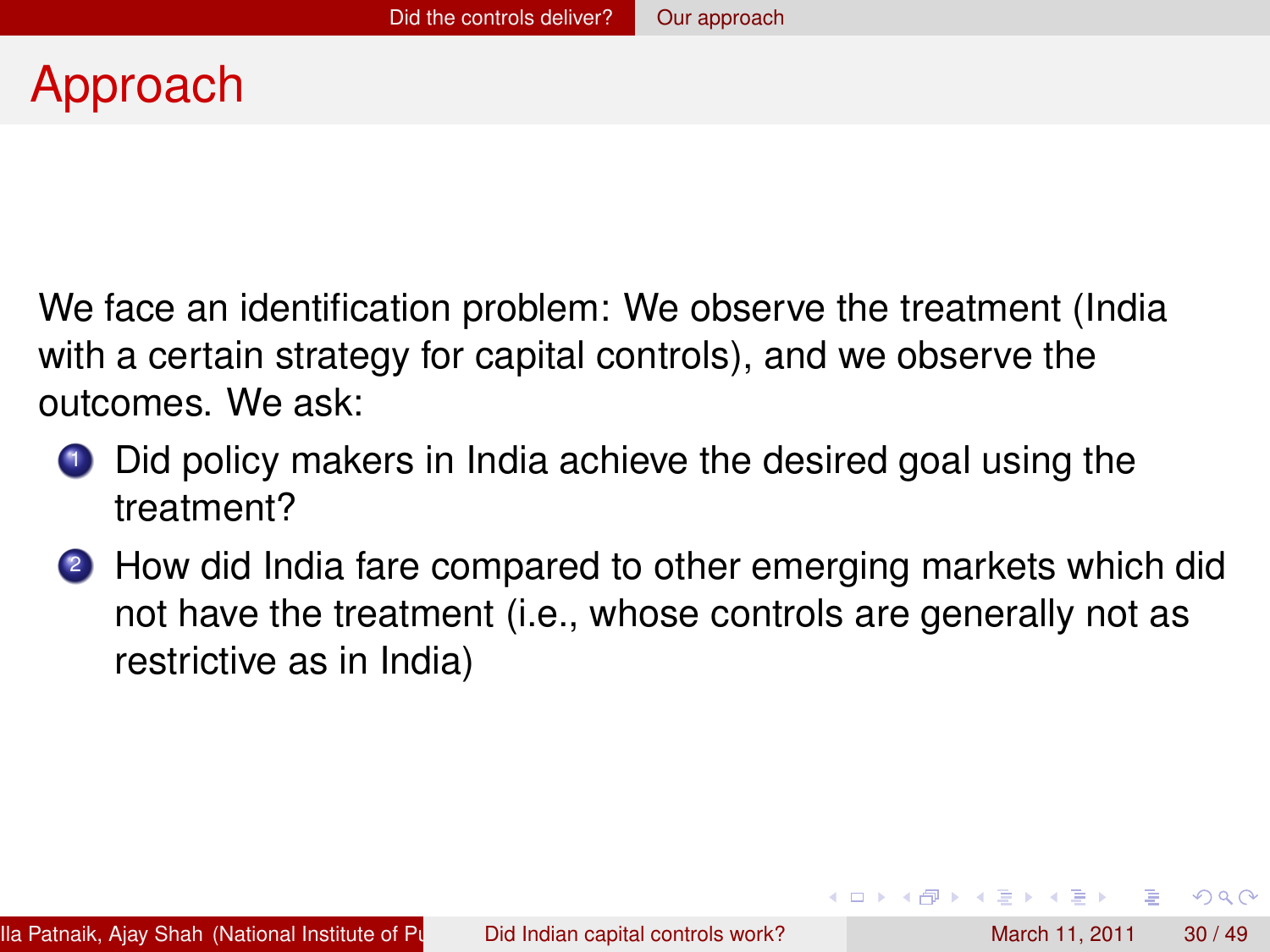# Approach

We face an identification problem: We observe the treatment (India with a certain strategy for capital controls), and we observe the outcomes. We ask:

1. Did policy makers in India achieve the desired goal using the treatment?
2. How did India fare compared to other emerging markets which did not have the treatment (i.e., whose controls are generally not as restrictive as in India)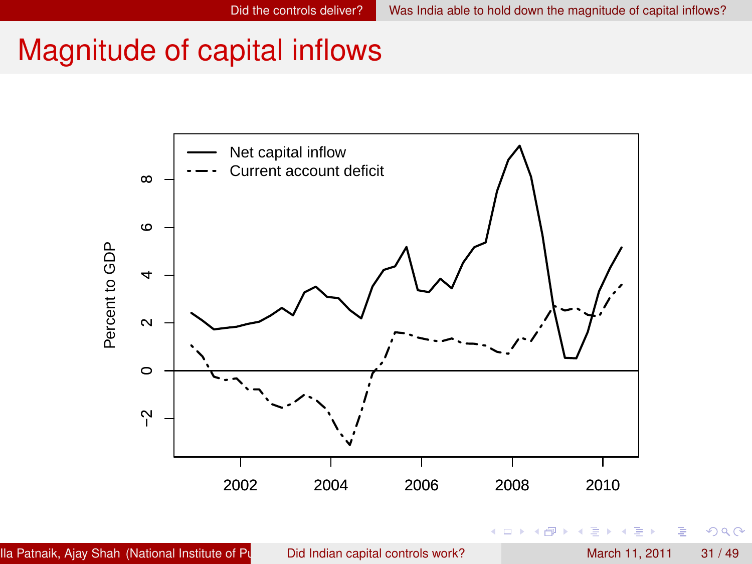# Magnitude of capital inflows

Net capital inflow
Current account deficit

Percent to GDP

−2 0 2 4 6 8

2002 2004 2006 2008 2010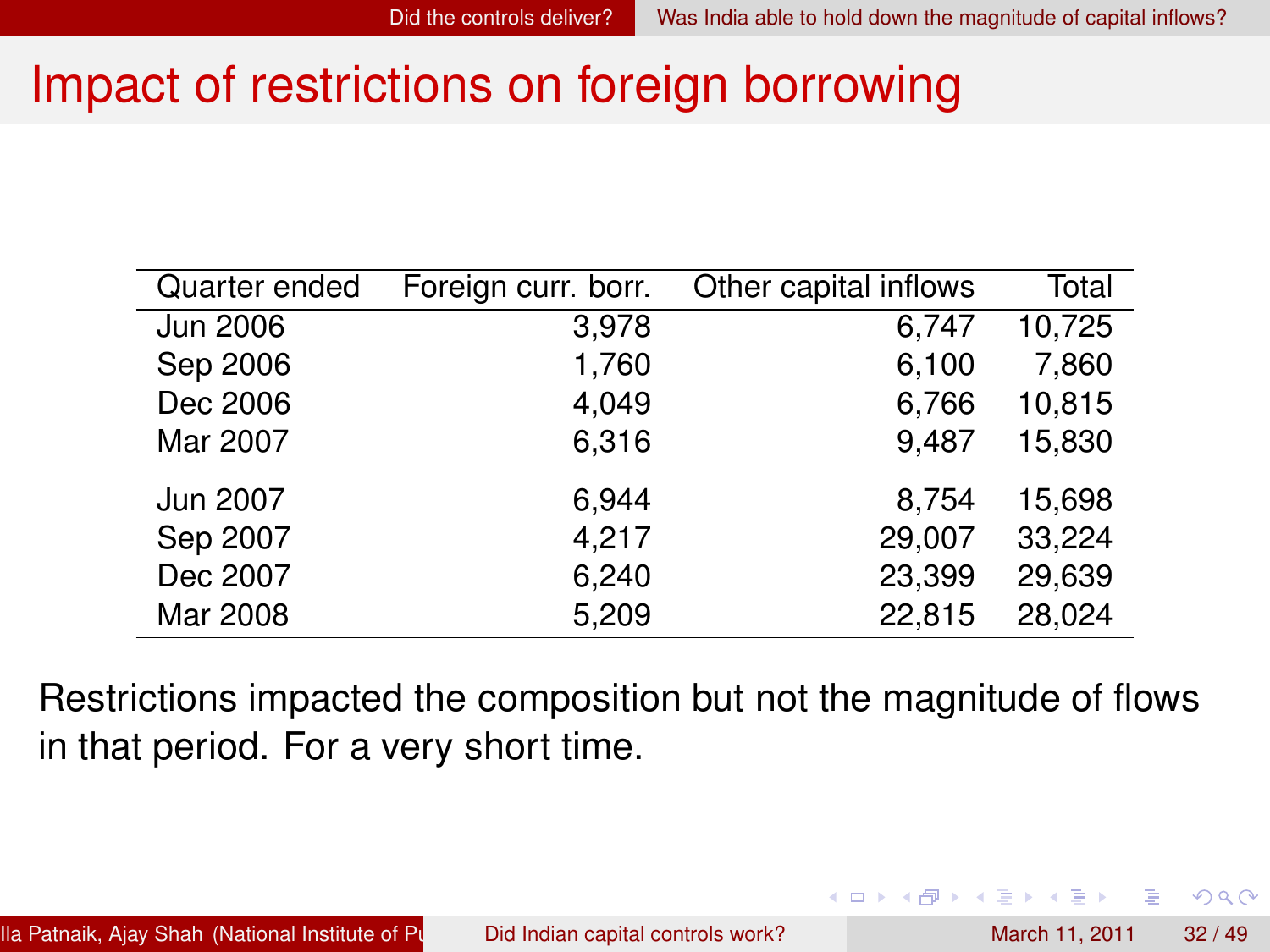# Impact of restrictions on foreign borrowing

| Quarter ended | Foreign curr. borr. | Other capital inflows | Total |
|---|---|---|---|
| Jun 2006 | 3,978 | 6,747 | 10,725 |
| Sep 2006 | 1,760 | 6,100 | 7,860 |
| Dec 2006 | 4,049 | 6,766 | 10,815 |
| Mar 2007 | 6,316 | 9,487 | 15,830 |
| Jun 2007 | 6,944 | 8,754 | 15,698 |
| Sep 2007 | 4,217 | 29,007 | 33,224 |
| Dec 2007 | 6,240 | 23,399 | 29,639 |
| Mar 2008 | 5,209 | 22,815 | 28,024 |

Restrictions impacted the composition but not the magnitude of flows in that period. For a very short time.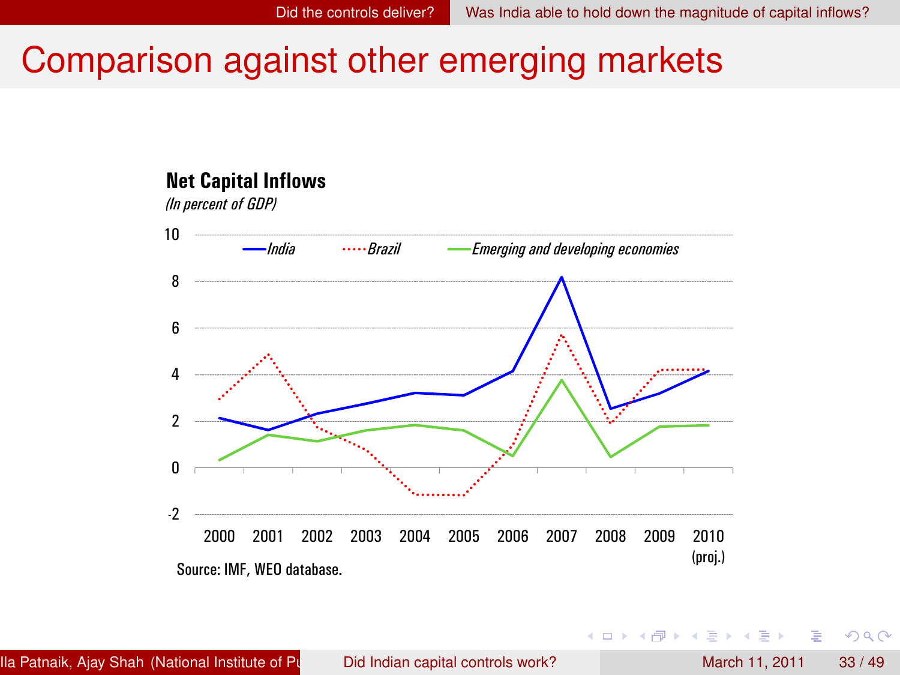# Comparison against other emerging markets

**Net Capital Inflows**

*(In percent of GDP)*

Legend: *India*, *Brazil*, *Emerging and developing economies*

Y-axis: -2, 0, 2, 4, 6, 8, 10

X-axis: 2000, 2001, 2002, 2003, 2004, 2005, 2006, 2007, 2008, 2009, 2010 (proj.)

Source: IMF, WEO database.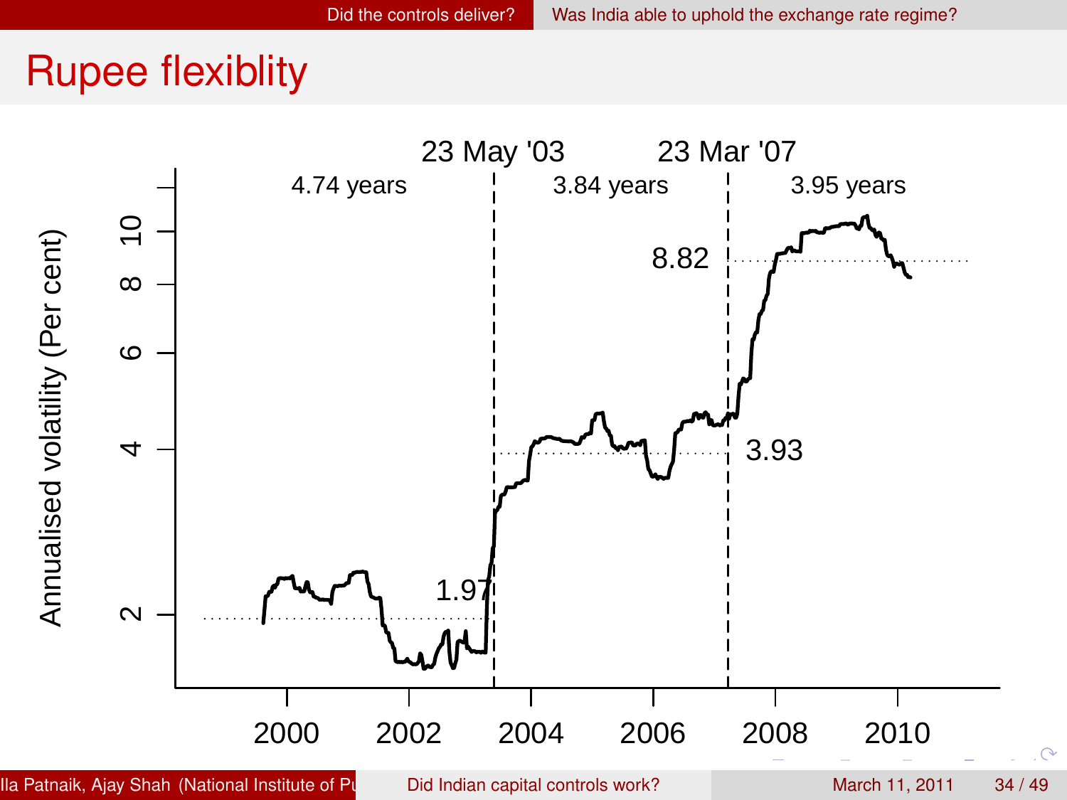# Rupee flexiblity

23 May '03 | 23 Mar '07

4.74 years | 3.84 years | 3.95 years

Annualised volatility (Per cent)

1.97 | 3.93 | 8.82

2000 2002 2004 2006 2008 2010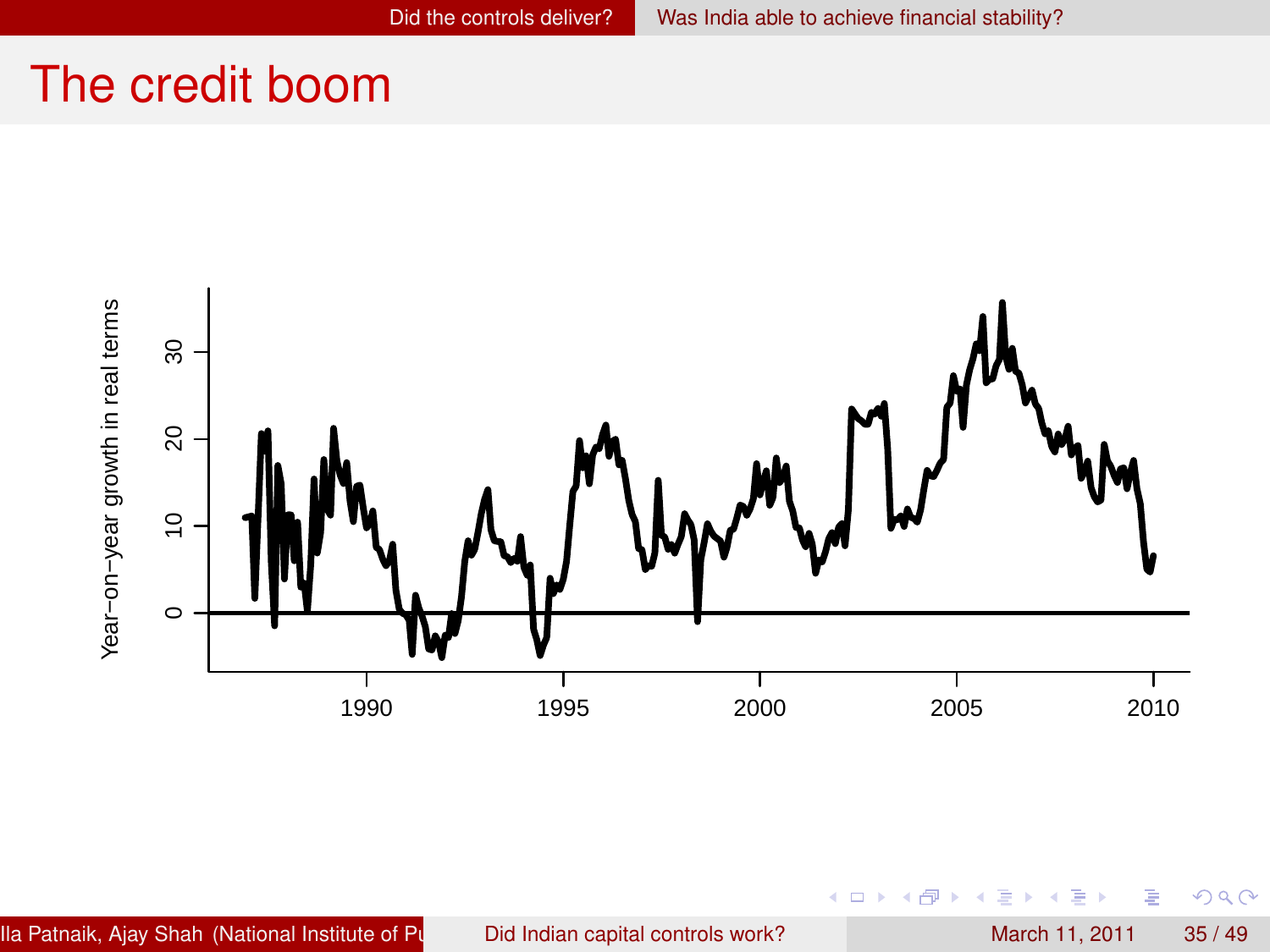# The credit boom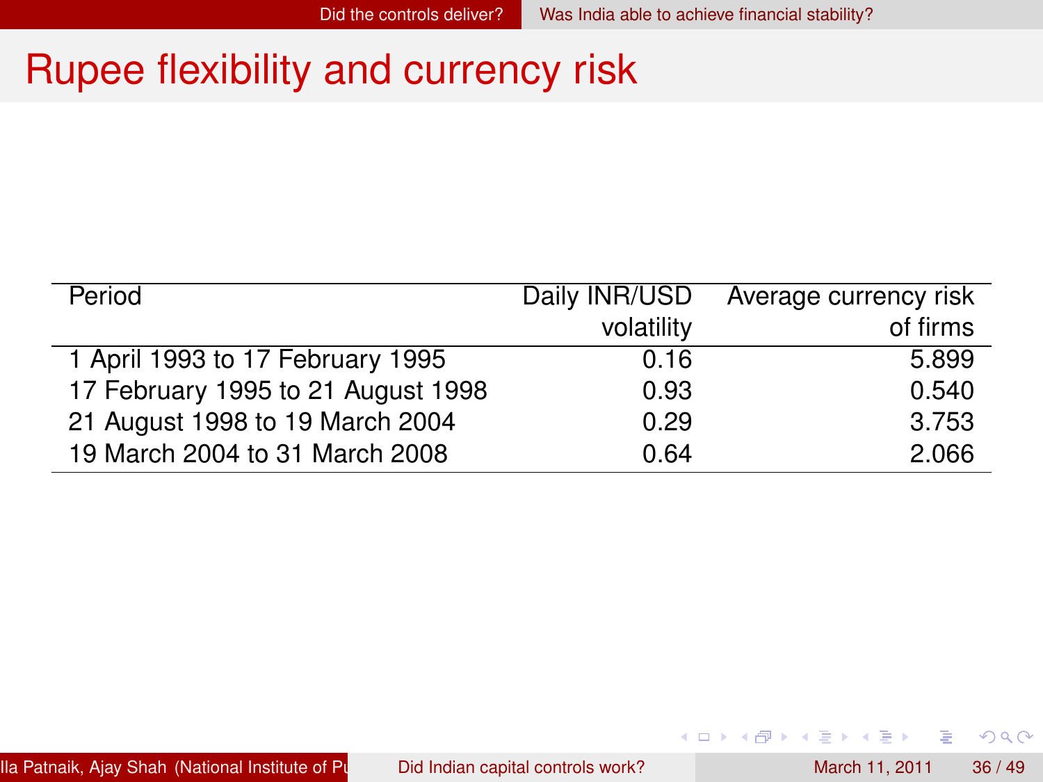# Rupee flexibility and currency risk

| Period | Daily INR/USD volatility | Average currency risk of firms |
|---|---|---|
| 1 April 1993 to 17 February 1995 | 0.16 | 5.899 |
| 17 February 1995 to 21 August 1998 | 0.93 | 0.540 |
| 21 August 1998 to 19 March 2004 | 0.29 | 3.753 |
| 19 March 2004 to 31 March 2008 | 0.64 | 2.066 |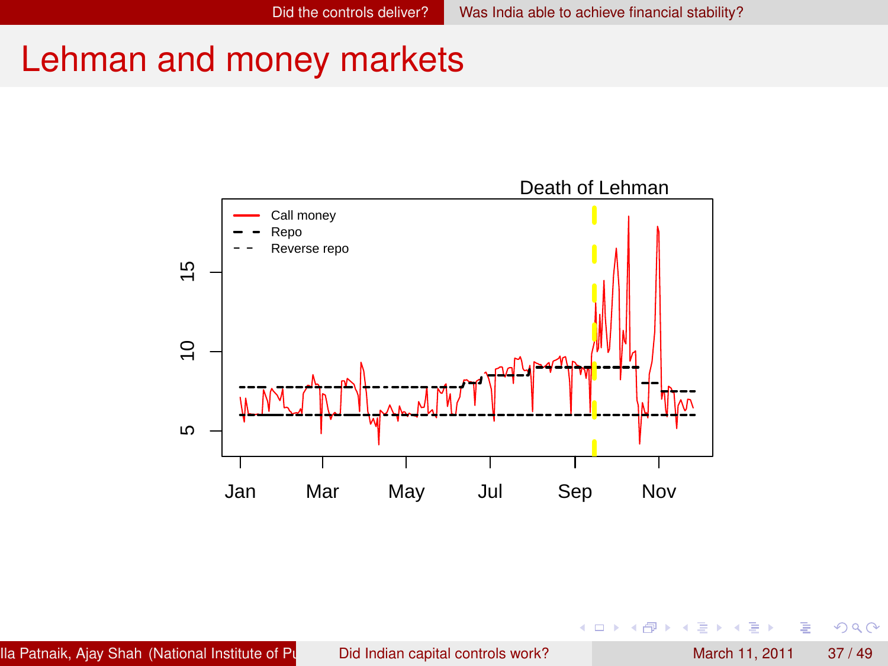# Lehman and money markets

Death of Lehman

- Call money
- Repo
- Reverse repo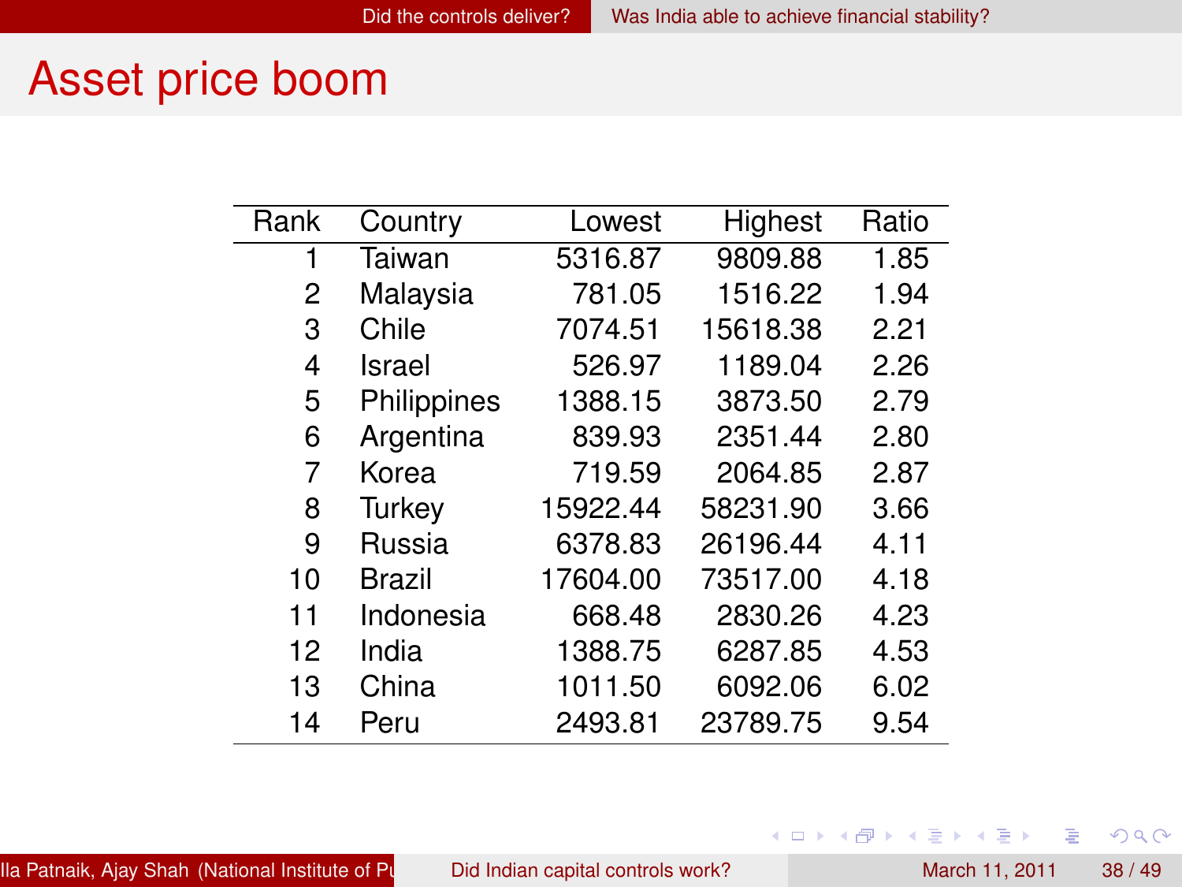# Asset price boom

| Rank | Country | Lowest | Highest | Ratio |
|---:|---|---:|---:|---:|
| 1 | Taiwan | 5316.87 | 9809.88 | 1.85 |
| 2 | Malaysia | 781.05 | 1516.22 | 1.94 |
| 3 | Chile | 7074.51 | 15618.38 | 2.21 |
| 4 | Israel | 526.97 | 1189.04 | 2.26 |
| 5 | Philippines | 1388.15 | 3873.50 | 2.79 |
| 6 | Argentina | 839.93 | 2351.44 | 2.80 |
| 7 | Korea | 719.59 | 2064.85 | 2.87 |
| 8 | Turkey | 15922.44 | 58231.90 | 3.66 |
| 9 | Russia | 6378.83 | 26196.44 | 4.11 |
| 10 | Brazil | 17604.00 | 73517.00 | 4.18 |
| 11 | Indonesia | 668.48 | 2830.26 | 4.23 |
| 12 | India | 1388.75 | 6287.85 | 4.53 |
| 13 | China | 1011.50 | 6092.06 | 6.02 |
| 14 | Peru | 2493.81 | 23789.75 | 9.54 |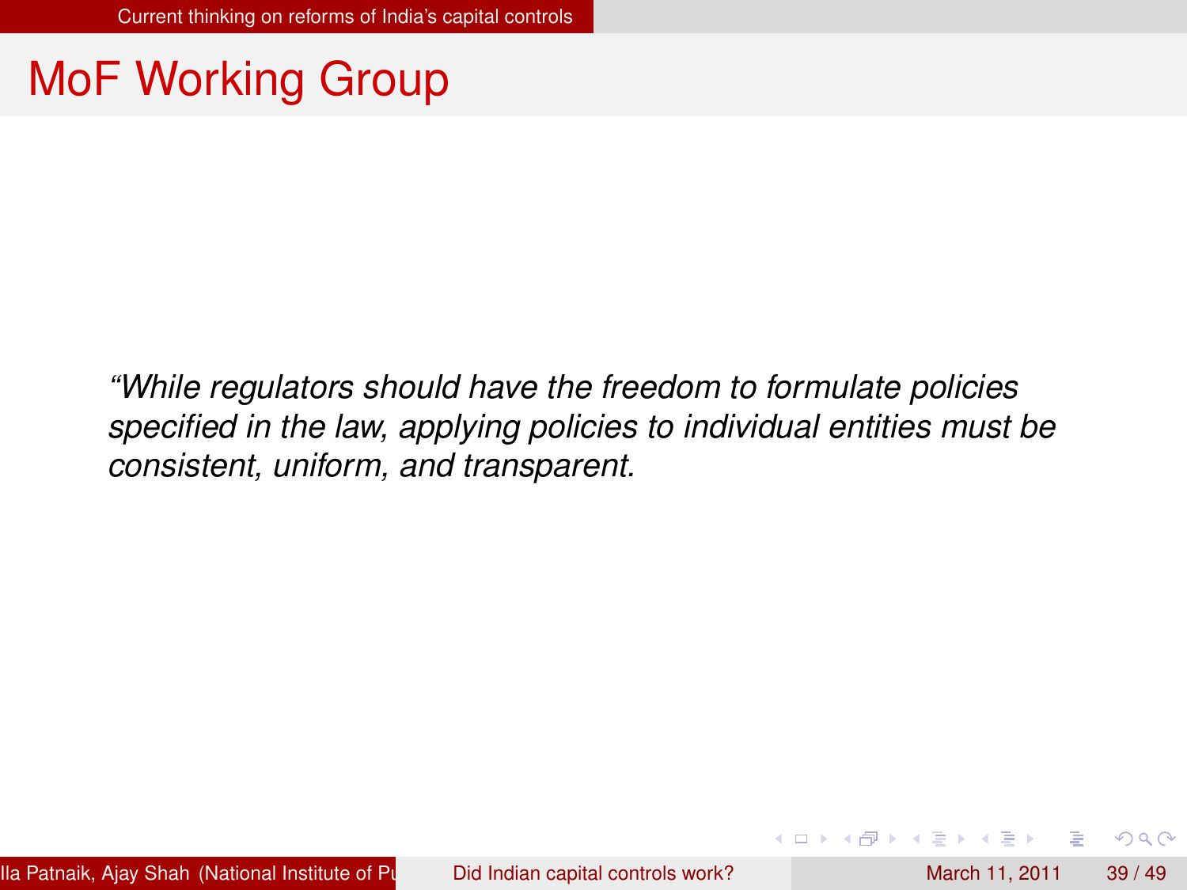# MoF Working Group

*"While regulators should have the freedom to formulate policies specified in the law, applying policies to individual entities must be consistent, uniform, and transparent.*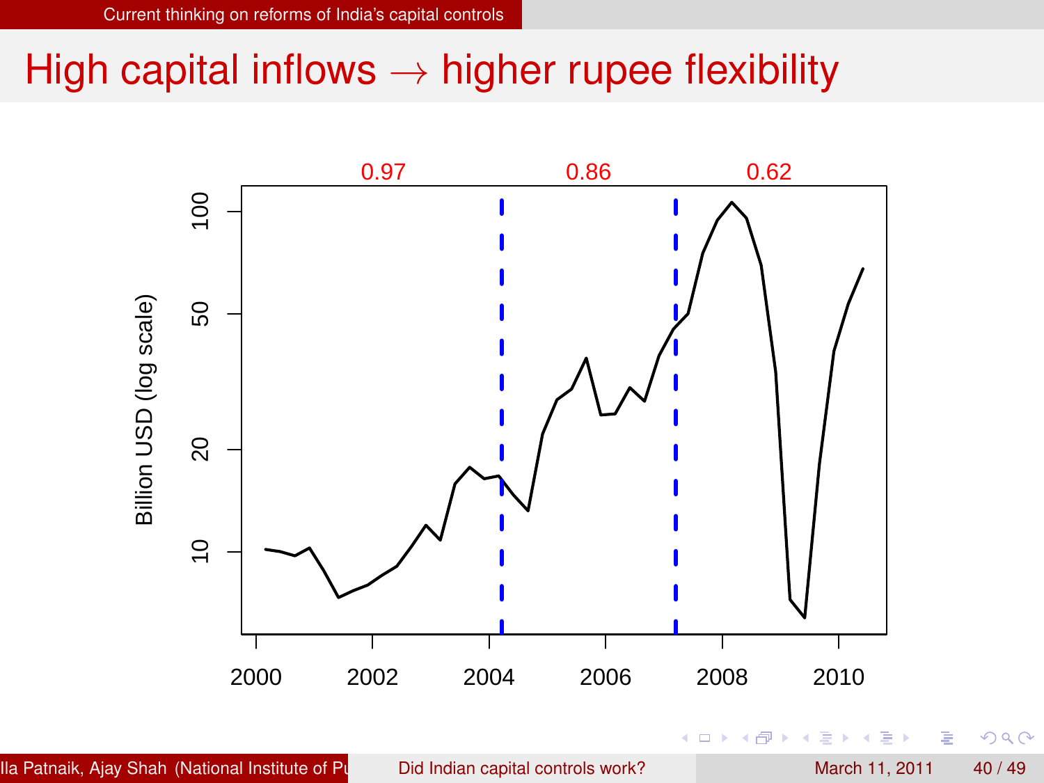# High capital inflows → higher rupee flexibility

0.97 0.86 0.62

Billion USD (log scale)

100

50

20

10

2000 2002 2004 2006 2008 2010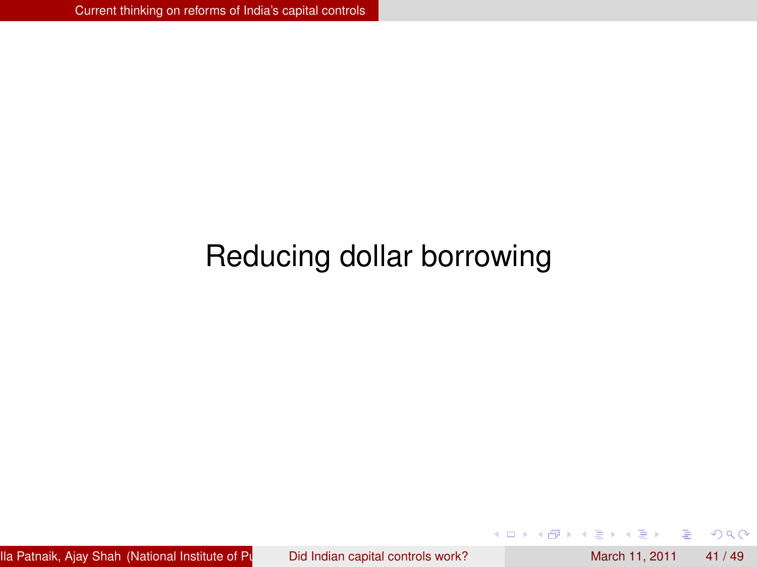# Reducing dollar borrowing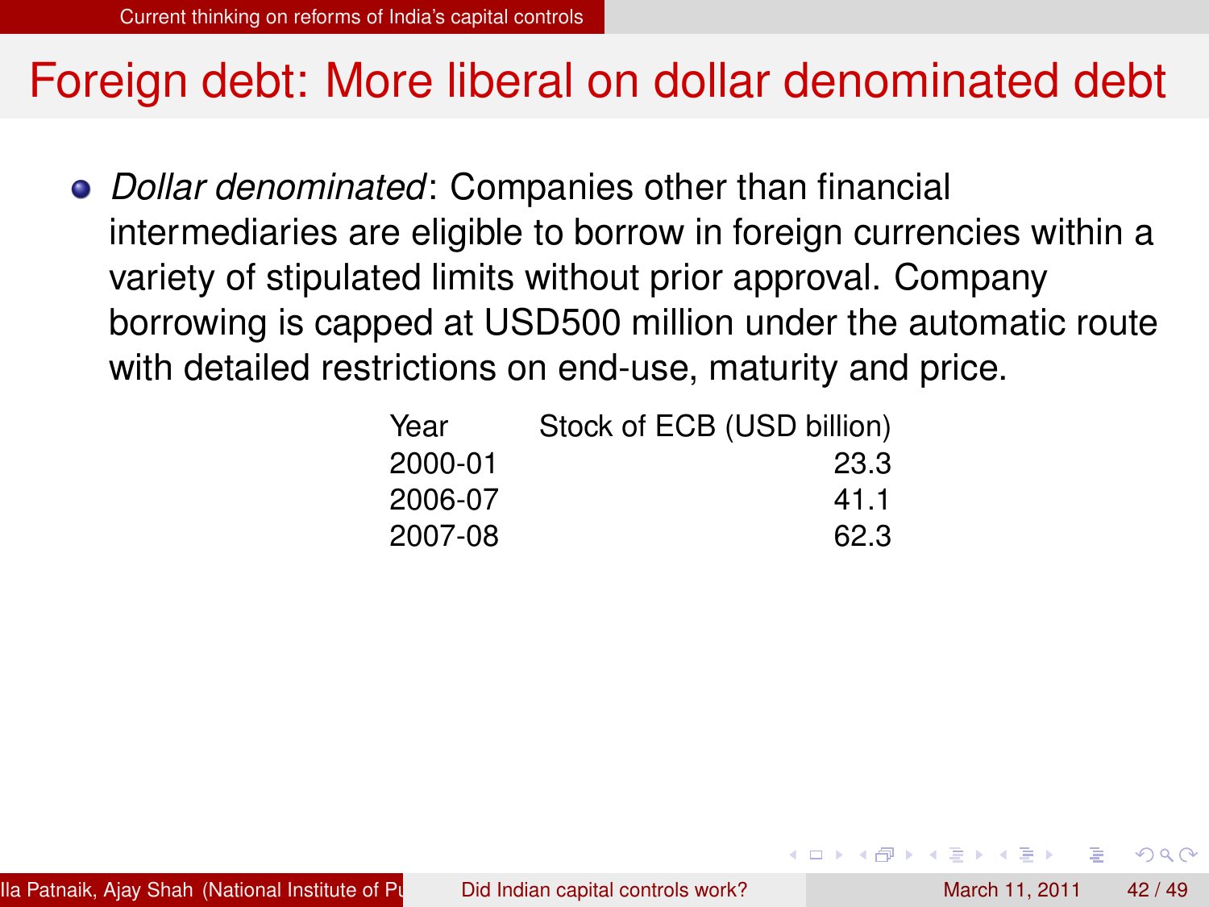# Foreign debt: More liberal on dollar denominated debt

- *Dollar denominated*: Companies other than financial intermediaries are eligible to borrow in foreign currencies within a variety of stipulated limits without prior approval. Company borrowing is capped at USD500 million under the automatic route with detailed restrictions on end-use, maturity and price.

| Year | Stock of ECB (USD billion) |
|---|---|
| 2000-01 | 23.3 |
| 2006-07 | 41.1 |
| 2007-08 | 62.3 |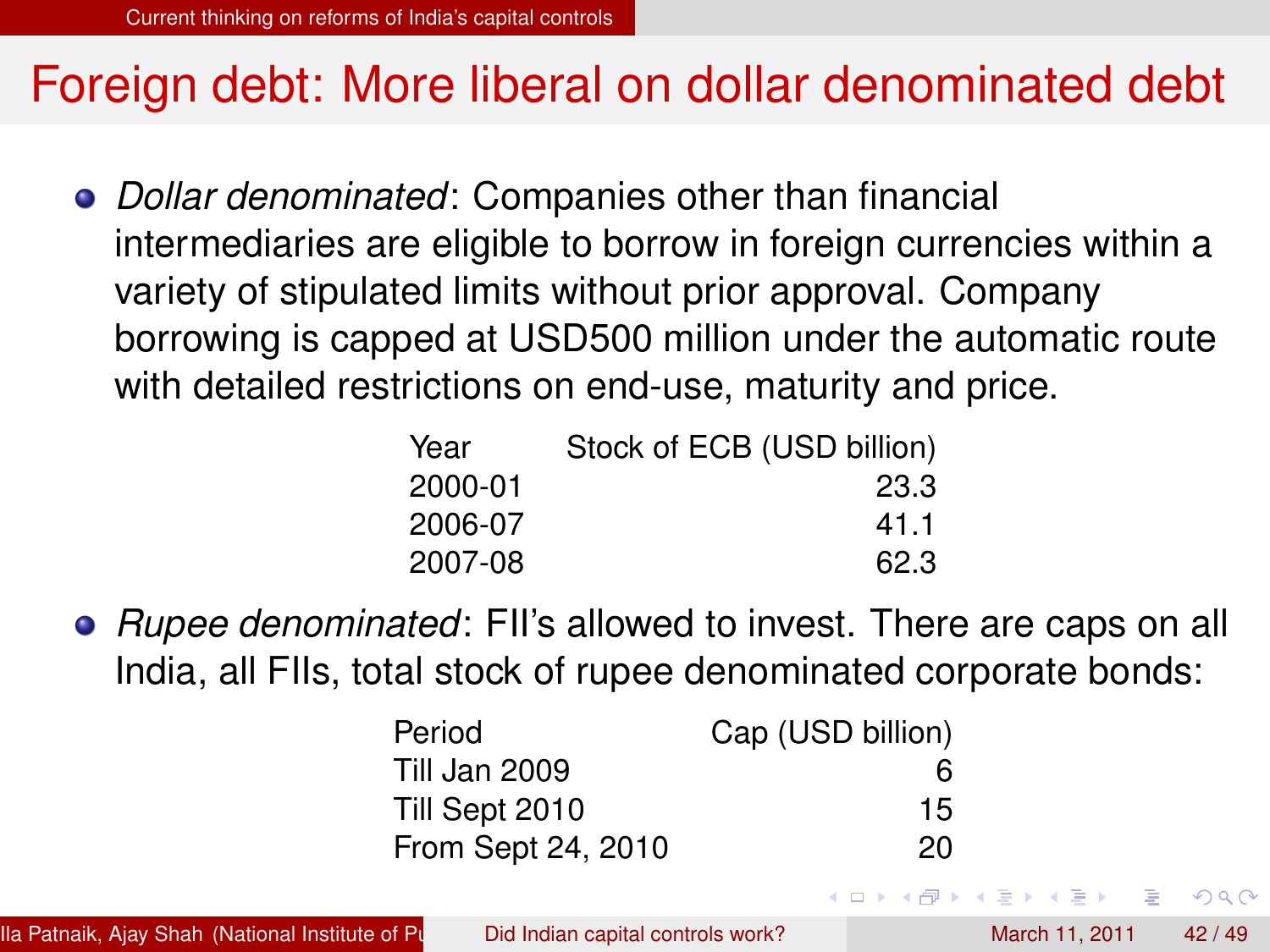# Foreign debt: More liberal on dollar denominated debt

- *Dollar denominated*: Companies other than financial intermediaries are eligible to borrow in foreign currencies within a variety of stipulated limits without prior approval. Company borrowing is capped at USD500 million under the automatic route with detailed restrictions on end-use, maturity and price.

| Year | Stock of ECB (USD billion) |
|---|---|
| 2000-01 | 23.3 |
| 2006-07 | 41.1 |
| 2007-08 | 62.3 |

- *Rupee denominated*: FII's allowed to invest. There are caps on all India, all FIIs, total stock of rupee denominated corporate bonds:

| Period | Cap (USD billion) |
|---|---|
| Till Jan 2009 | 6 |
| Till Sept 2010 | 15 |
| From Sept 24, 2010 | 20 |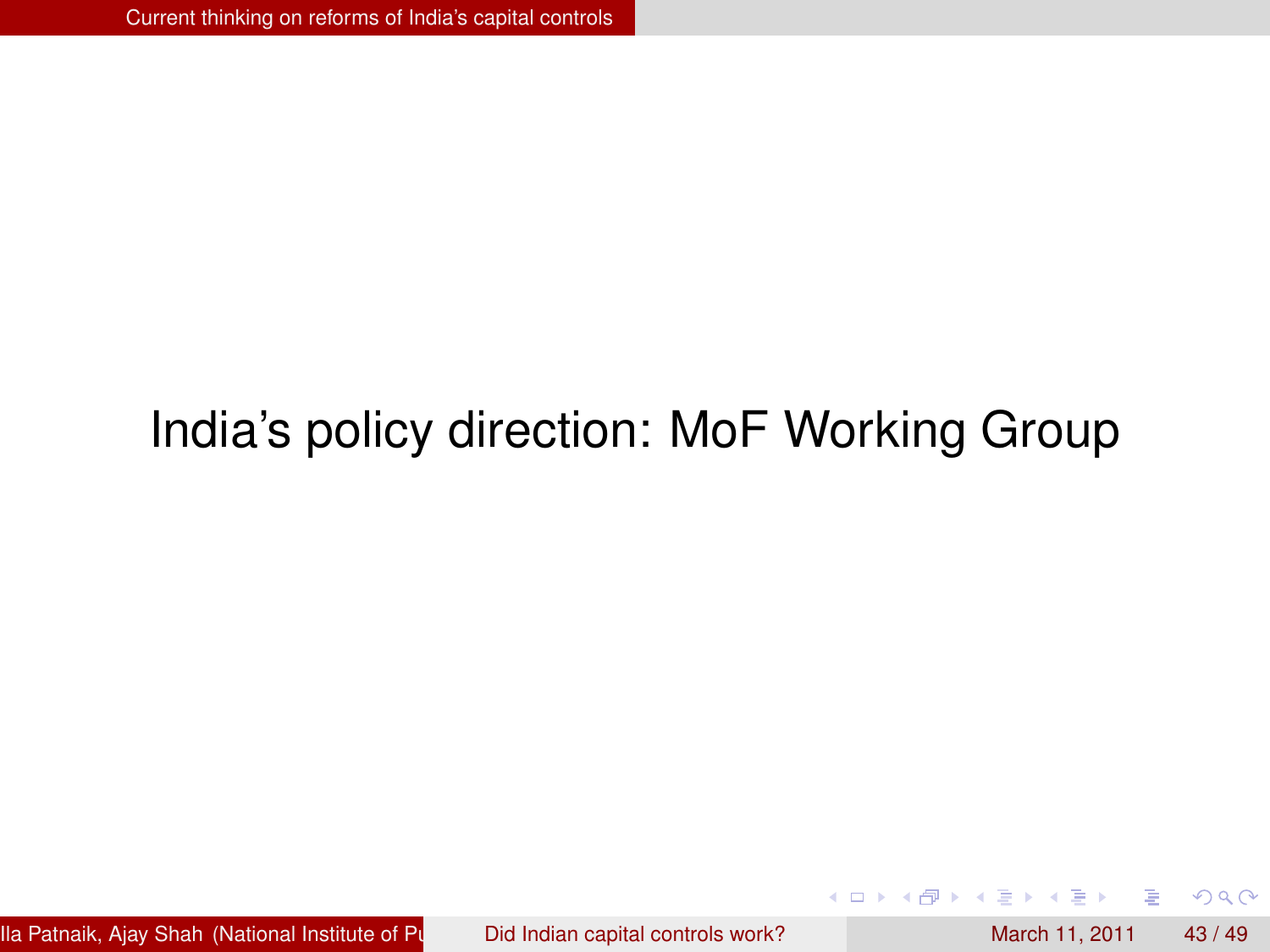# India's policy direction: MoF Working Group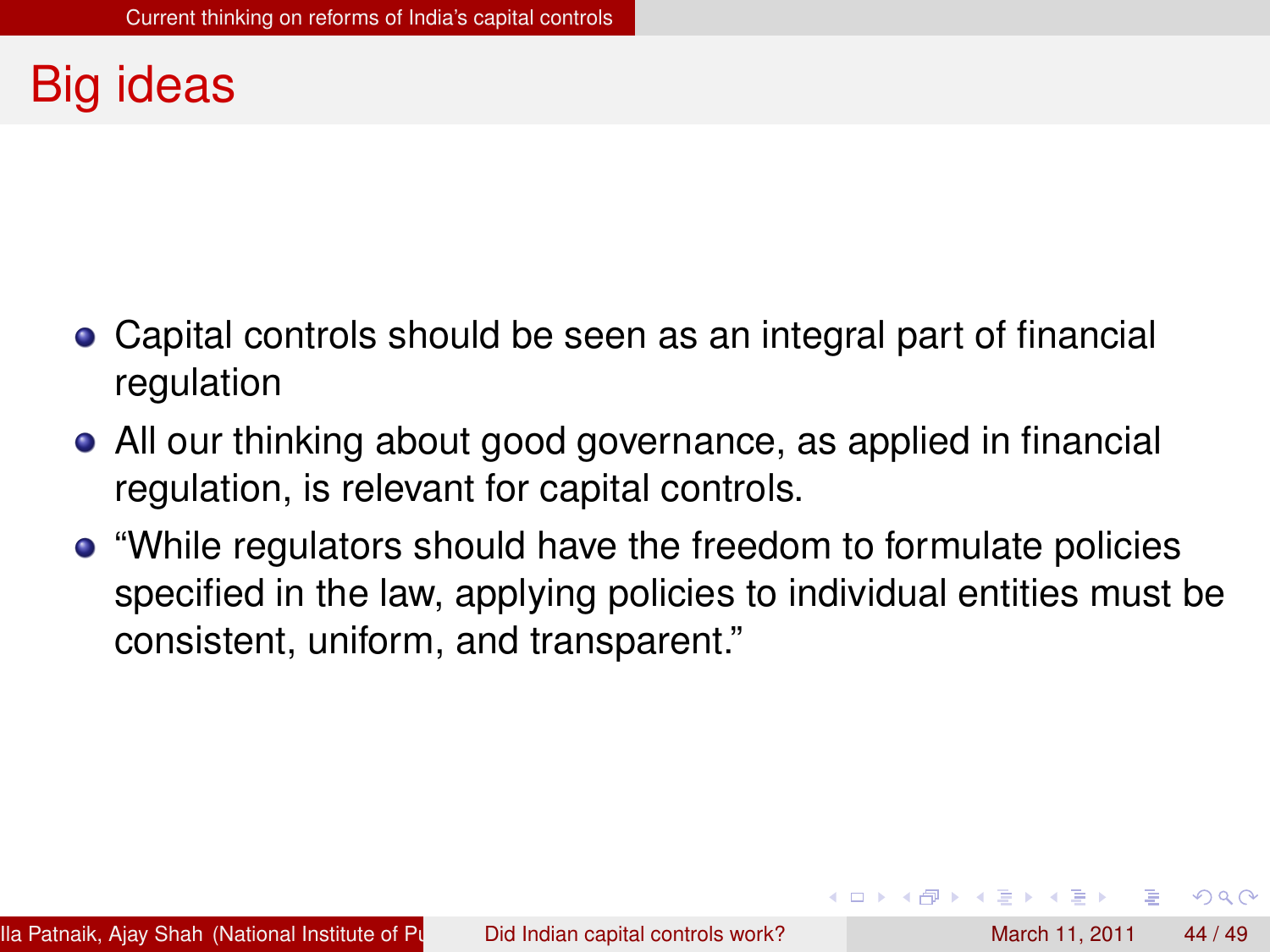# Big ideas

- Capital controls should be seen as an integral part of financial regulation
- All our thinking about good governance, as applied in financial regulation, is relevant for capital controls.
- "While regulators should have the freedom to formulate policies specified in the law, applying policies to individual entities must be consistent, uniform, and transparent."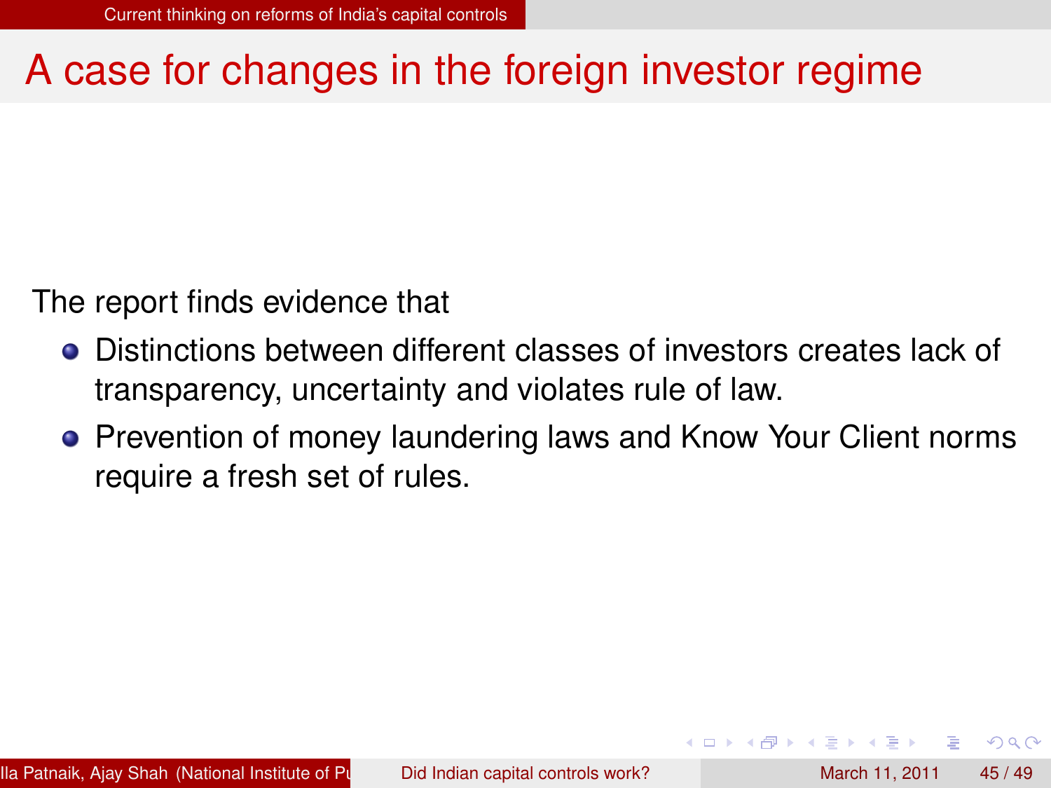## A case for changes in the foreign investor regime

The report finds evidence that

- Distinctions between different classes of investors creates lack of transparency, uncertainty and violates rule of law.
- Prevention of money laundering laws and Know Your Client norms require a fresh set of rules.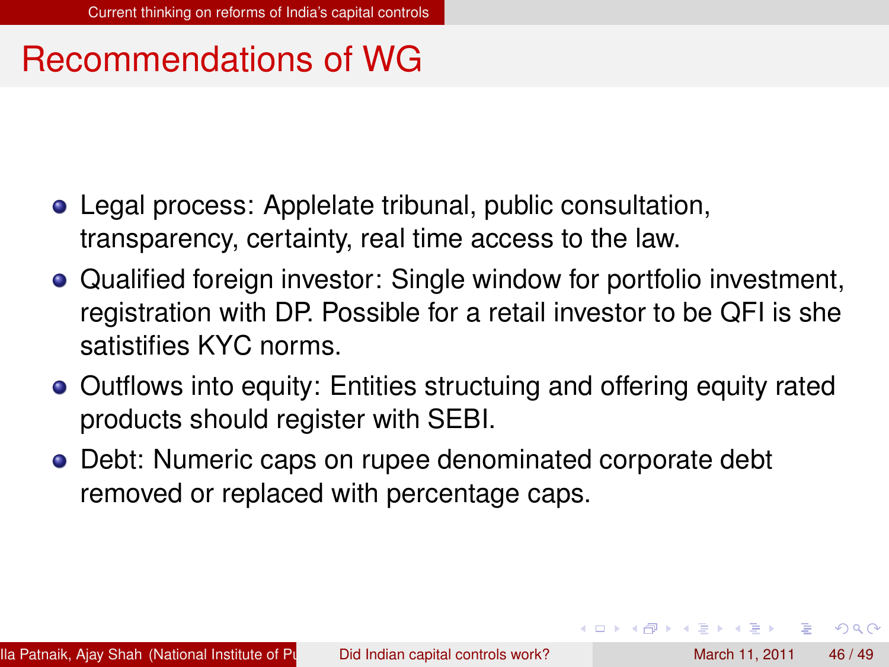# Recommendations of WG

- Legal process: Applelate tribunal, public consultation, transparency, certainty, real time access to the law.
- Qualified foreign investor: Single window for portfolio investment, registration with DP. Possible for a retail investor to be QFI is she satistifies KYC norms.
- Outflows into equity: Entities structuing and offering equity rated products should register with SEBI.
- Debt: Numeric caps on rupee denominated corporate debt removed or replaced with percentage caps.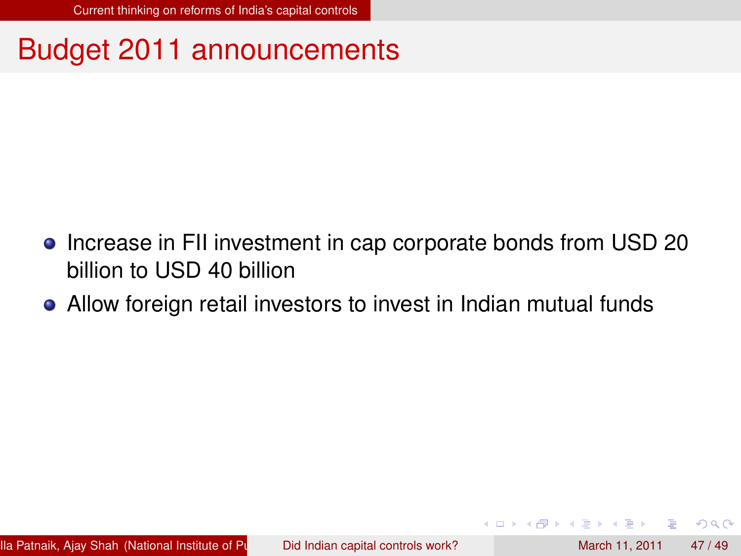# Budget 2011 announcements

- Increase in FII investment in cap corporate bonds from USD 20 billion to USD 40 billion
- Allow foreign retail investors to invest in Indian mutual funds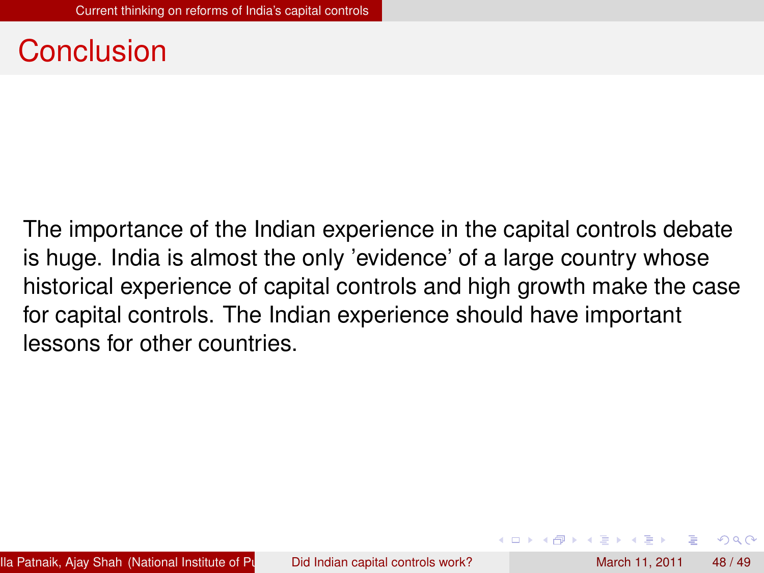# Conclusion

The importance of the Indian experience in the capital controls debate is huge. India is almost the only 'evidence' of a large country whose historical experience of capital controls and high growth make the case for capital controls. The Indian experience should have important lessons for other countries.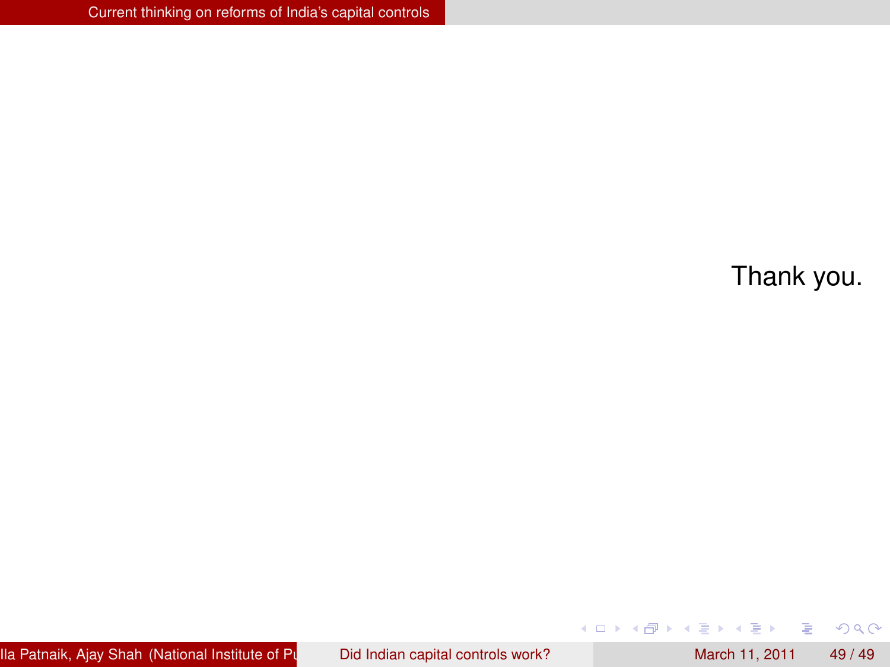Thank you.